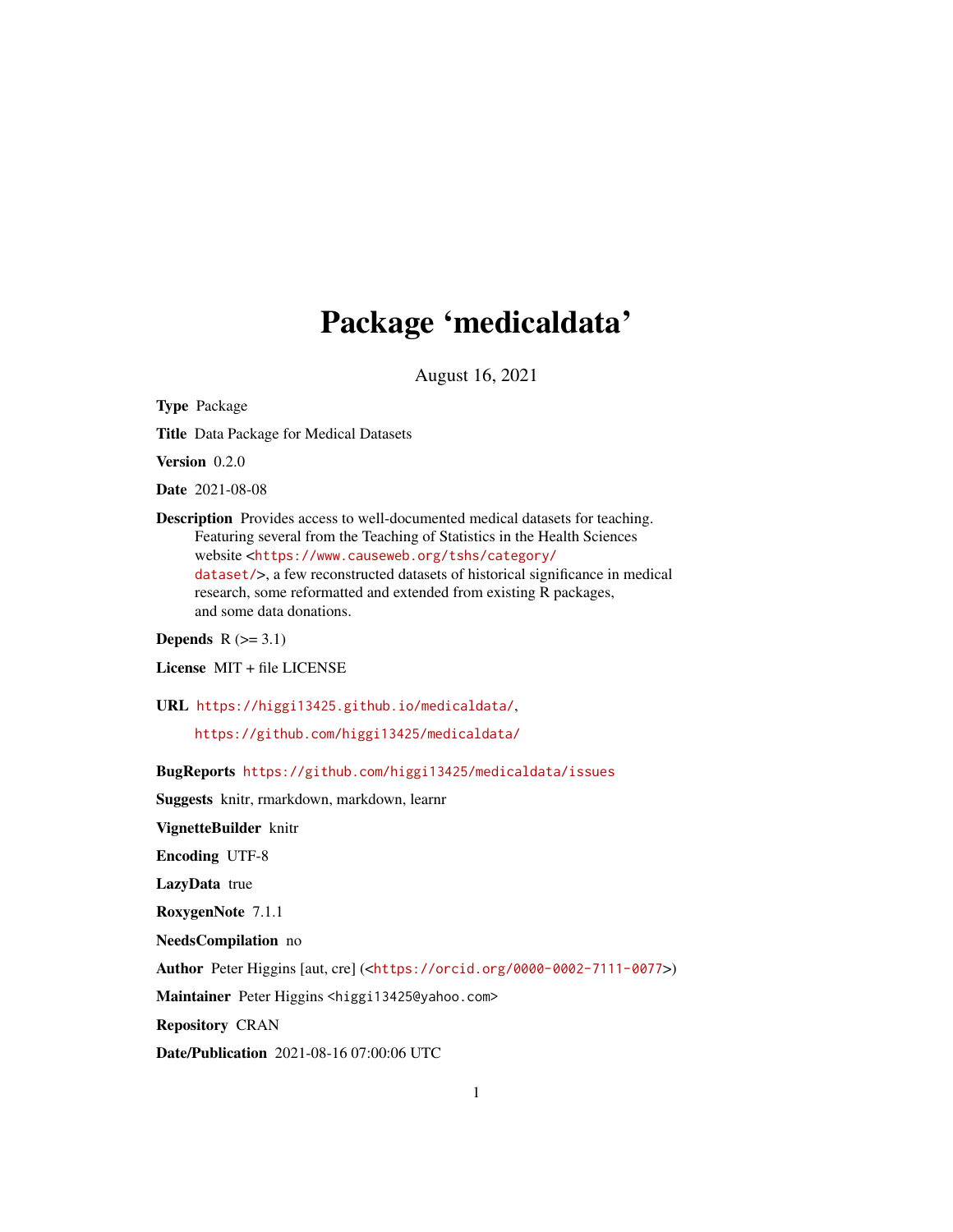# Package 'medicaldata'

August 16, 2021

**Type** Package

**Title** Data Package for Medical Datasets

**Version** 0.2.0

**Date** 2021-08-08

**Description** Provides access to well-documented medical datasets for teaching. Featuring several from the Teaching of Statistics in the Health Sciences website <https://www.causeweb.org/tshs/category/dataset/>, a few reconstructed datasets of historical significance in medical research, some reformatted and extended from existing R packages, and some data donations.

**Depends** R (>= 3.1)

**License** MIT + file LICENSE

**URL** https://higgi13425.github.io/medicaldata/, https://github.com/higgi13425/medicaldata/

**BugReports** https://github.com/higgi13425/medicaldata/issues

**Suggests** knitr, rmarkdown, markdown, learnr

**VignetteBuilder** knitr

**Encoding** UTF-8

**LazyData** true

**RoxygenNote** 7.1.1

**NeedsCompilation** no

**Author** Peter Higgins [aut, cre] (<https://orcid.org/0000-0002-7111-0077>)

**Maintainer** Peter Higgins <higgi13425@yahoo.com>

**Repository** CRAN

**Date/Publication** 2021-08-16 07:00:06 UTC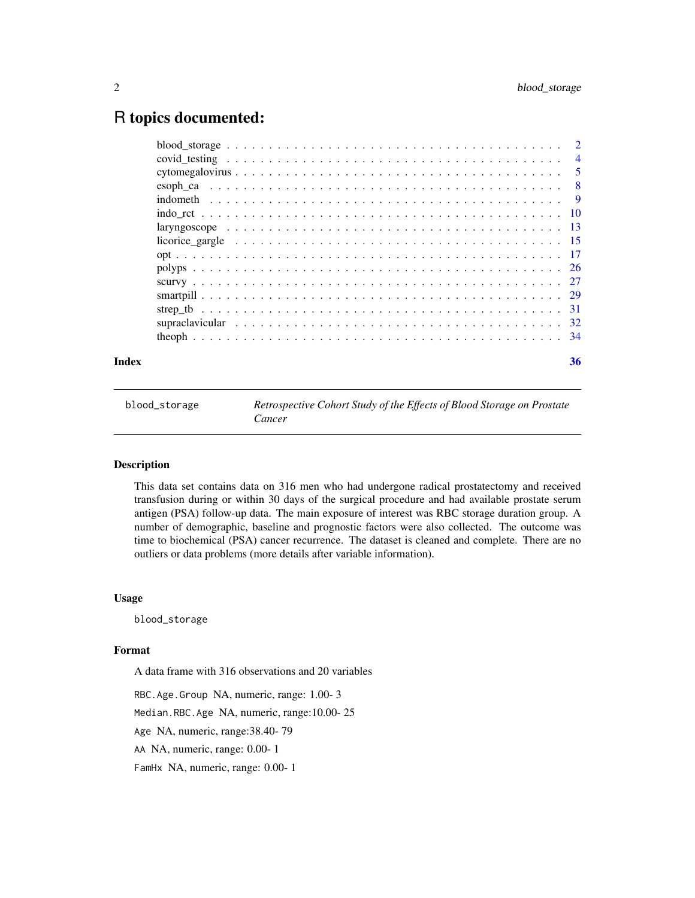# R topics documented:

| | |
|---|---|
| blood_storage | 2 |
| covid_testing | 4 |
| cytomegalovirus | 5 |
| esoph_ca | 8 |
| indometh | 9 |
| indo_rct | 10 |
| laryngoscope | 13 |
| licorice_gargle | 15 |
| opt | 17 |
| polyps | 26 |
| scurvy | 27 |
| smartpill | 29 |
| strep_tb | 31 |
| supraclavicular | 32 |
| theoph | 34 |
| **Index** | **36** |

---

`blood_storage` *Retrospective Cohort Study of the Effects of Blood Storage on Prostate Cancer*

---

### Description

This data set contains data on 316 men who had undergone radical prostatectomy and received transfusion during or within 30 days of the surgical procedure and had available prostate serum antigen (PSA) follow-up data. The main exposure of interest was RBC storage duration group. A number of demographic, baseline and prognostic factors were also collected. The outcome was time to biochemical (PSA) cancer recurrence. The dataset is cleaned and complete. There are no outliers or data problems (more details after variable information).

### Usage

```
blood_storage
```

### Format

A data frame with 316 observations and 20 variables

`RBC.Age.Group` NA, numeric, range: 1.00- 3

`Median.RBC.Age` NA, numeric, range:10.00- 25

`Age` NA, numeric, range:38.40- 79

`AA` NA, numeric, range: 0.00- 1

`FamHx` NA, numeric, range: 0.00- 1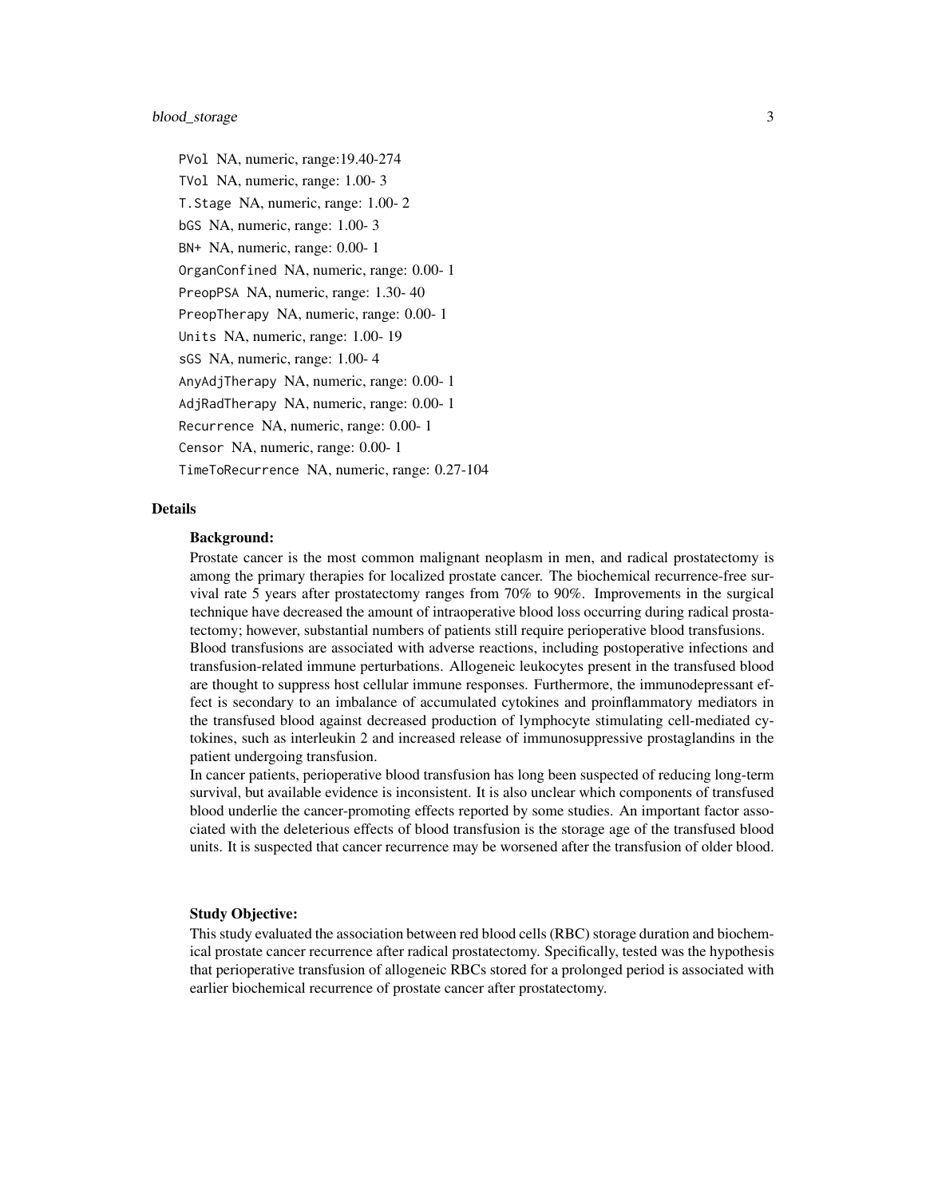PVol NA, numeric, range:19.40-274

TVol NA, numeric, range: 1.00- 3

T.Stage NA, numeric, range: 1.00- 2

bGS NA, numeric, range: 1.00- 3

BN+ NA, numeric, range: 0.00- 1

OrganConfined NA, numeric, range: 0.00- 1

PreopPSA NA, numeric, range: 1.30- 40

PreopTherapy NA, numeric, range: 0.00- 1

Units NA, numeric, range: 1.00- 19

sGS NA, numeric, range: 1.00- 4

AnyAdjTherapy NA, numeric, range: 0.00- 1

AdjRadTherapy NA, numeric, range: 0.00- 1

Recurrence NA, numeric, range: 0.00- 1

Censor NA, numeric, range: 0.00- 1

TimeToRecurrence NA, numeric, range: 0.27-104

## Details

### Background:

Prostate cancer is the most common malignant neoplasm in men, and radical prostatectomy is among the primary therapies for localized prostate cancer. The biochemical recurrence-free survival rate 5 years after prostatectomy ranges from 70% to 90%. Improvements in the surgical technique have decreased the amount of intraoperative blood loss occurring during radical prostatectomy; however, substantial numbers of patients still require perioperative blood transfusions.

Blood transfusions are associated with adverse reactions, including postoperative infections and transfusion-related immune perturbations. Allogeneic leukocytes present in the transfused blood are thought to suppress host cellular immune responses. Furthermore, the immunodepressant effect is secondary to an imbalance of accumulated cytokines and proinflammatory mediators in the transfused blood against decreased production of lymphocyte stimulating cell-mediated cytokines, such as interleukin 2 and increased release of immunosuppressive prostaglandins in the patient undergoing transfusion.

In cancer patients, perioperative blood transfusion has long been suspected of reducing long-term survival, but available evidence is inconsistent. It is also unclear which components of transfused blood underlie the cancer-promoting effects reported by some studies. An important factor associated with the deleterious effects of blood transfusion is the storage age of the transfused blood units. It is suspected that cancer recurrence may be worsened after the transfusion of older blood.

### Study Objective:

This study evaluated the association between red blood cells (RBC) storage duration and biochemical prostate cancer recurrence after radical prostatectomy. Specifically, tested was the hypothesis that perioperative transfusion of allogeneic RBCs stored for a prolonged period is associated with earlier biochemical recurrence of prostate cancer after prostatectomy.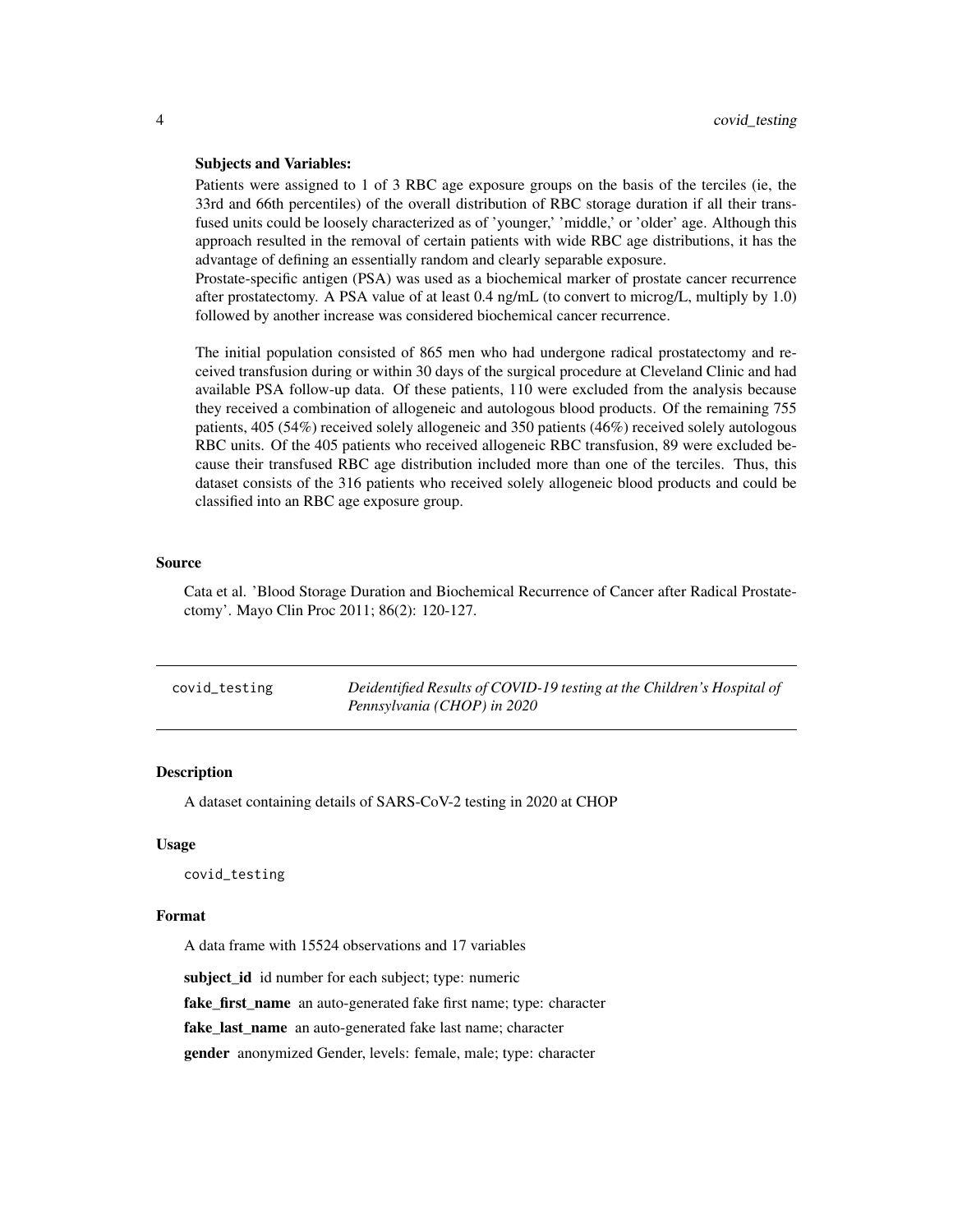**Subjects and Variables:**

Patients were assigned to 1 of 3 RBC age exposure groups on the basis of the terciles (ie, the 33rd and 66th percentiles) of the overall distribution of RBC storage duration if all their transfused units could be loosely characterized as of 'younger,' 'middle,' or 'older' age. Although this approach resulted in the removal of certain patients with wide RBC age distributions, it has the advantage of defining an essentially random and clearly separable exposure.

Prostate-specific antigen (PSA) was used as a biochemical marker of prostate cancer recurrence after prostatectomy. A PSA value of at least 0.4 ng/mL (to convert to microg/L, multiply by 1.0) followed by another increase was considered biochemical cancer recurrence.

The initial population consisted of 865 men who had undergone radical prostatectomy and received transfusion during or within 30 days of the surgical procedure at Cleveland Clinic and had available PSA follow-up data. Of these patients, 110 were excluded from the analysis because they received a combination of allogeneic and autologous blood products. Of the remaining 755 patients, 405 (54%) received solely allogeneic and 350 patients (46%) received solely autologous RBC units. Of the 405 patients who received allogeneic RBC transfusion, 89 were excluded because their transfused RBC age distribution included more than one of the terciles. Thus, this dataset consists of the 316 patients who received solely allogeneic blood products and could be classified into an RBC age exposure group.

### Source

Cata et al. 'Blood Storage Duration and Biochemical Recurrence of Cancer after Radical Prostatectomy'. Mayo Clin Proc 2011; 86(2): 120-127.

---

## covid_testing — *Deidentified Results of COVID-19 testing at the Children's Hospital of Pennsylvania (CHOP) in 2020*

### Description

A dataset containing details of SARS-CoV-2 testing in 2020 at CHOP

### Usage

```
covid_testing
```

### Format

A data frame with 15524 observations and 17 variables

**subject_id** id number for each subject; type: numeric

**fake_first_name** an auto-generated fake first name; type: character

**fake_last_name** an auto-generated fake last name; character

**gender** anonymized Gender, levels: female, male; type: character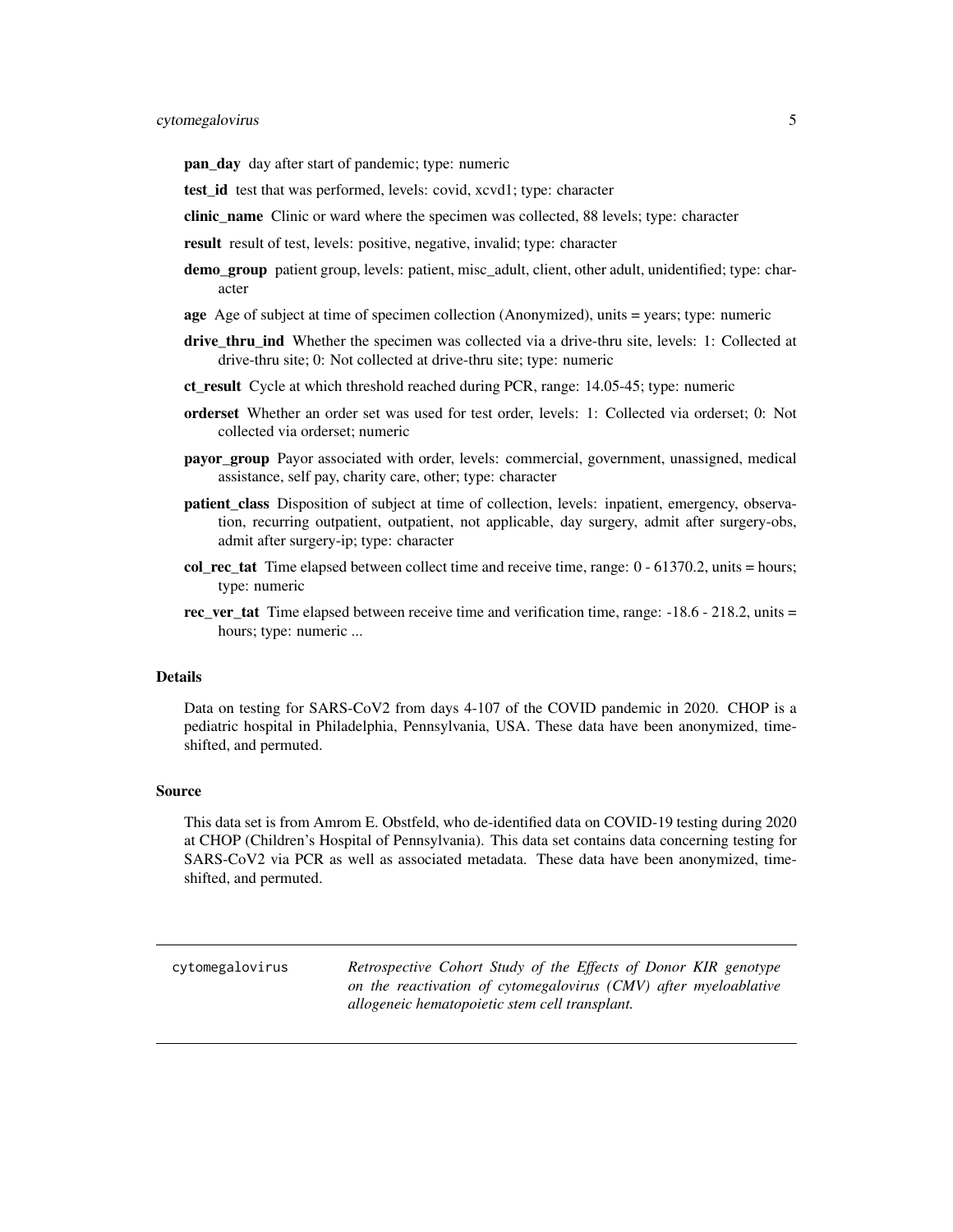**pan_day** day after start of pandemic; type: numeric

**test_id** test that was performed, levels: covid, xcvd1; type: character

**clinic_name** Clinic or ward where the specimen was collected, 88 levels; type: character

**result** result of test, levels: positive, negative, invalid; type: character

**demo_group** patient group, levels: patient, misc_adult, client, other adult, unidentified; type: character

**age** Age of subject at time of specimen collection (Anonymized), units = years; type: numeric

**drive_thru_ind** Whether the specimen was collected via a drive-thru site, levels: 1: Collected at drive-thru site; 0: Not collected at drive-thru site; type: numeric

**ct_result** Cycle at which threshold reached during PCR, range: 14.05-45; type: numeric

**orderset** Whether an order set was used for test order, levels: 1: Collected via orderset; 0: Not collected via orderset; numeric

**payor_group** Payor associated with order, levels: commercial, government, unassigned, medical assistance, self pay, charity care, other; type: character

**patient_class** Disposition of subject at time of collection, levels: inpatient, emergency, observation, recurring outpatient, outpatient, not applicable, day surgery, admit after surgery-obs, admit after surgery-ip; type: character

**col_rec_tat** Time elapsed between collect time and receive time, range: 0 - 61370.2, units = hours; type: numeric

**rec_ver_tat** Time elapsed between receive time and verification time, range: -18.6 - 218.2, units = hours; type: numeric ...

### Details

Data on testing for SARS-CoV2 from days 4-107 of the COVID pandemic in 2020. CHOP is a pediatric hospital in Philadelphia, Pennsylvania, USA. These data have been anonymized, time-shifted, and permuted.

### Source

This data set is from Amrom E. Obstfeld, who de-identified data on COVID-19 testing during 2020 at CHOP (Children's Hospital of Pennsylvania). This data set contains data concerning testing for SARS-CoV2 via PCR as well as associated metadata. These data have been anonymized, time-shifted, and permuted.

---

## cytomegalovirus

*Retrospective Cohort Study of the Effects of Donor KIR genotype on the reactivation of cytomegalovirus (CMV) after myeloablative allogeneic hematopoietic stem cell transplant.*

---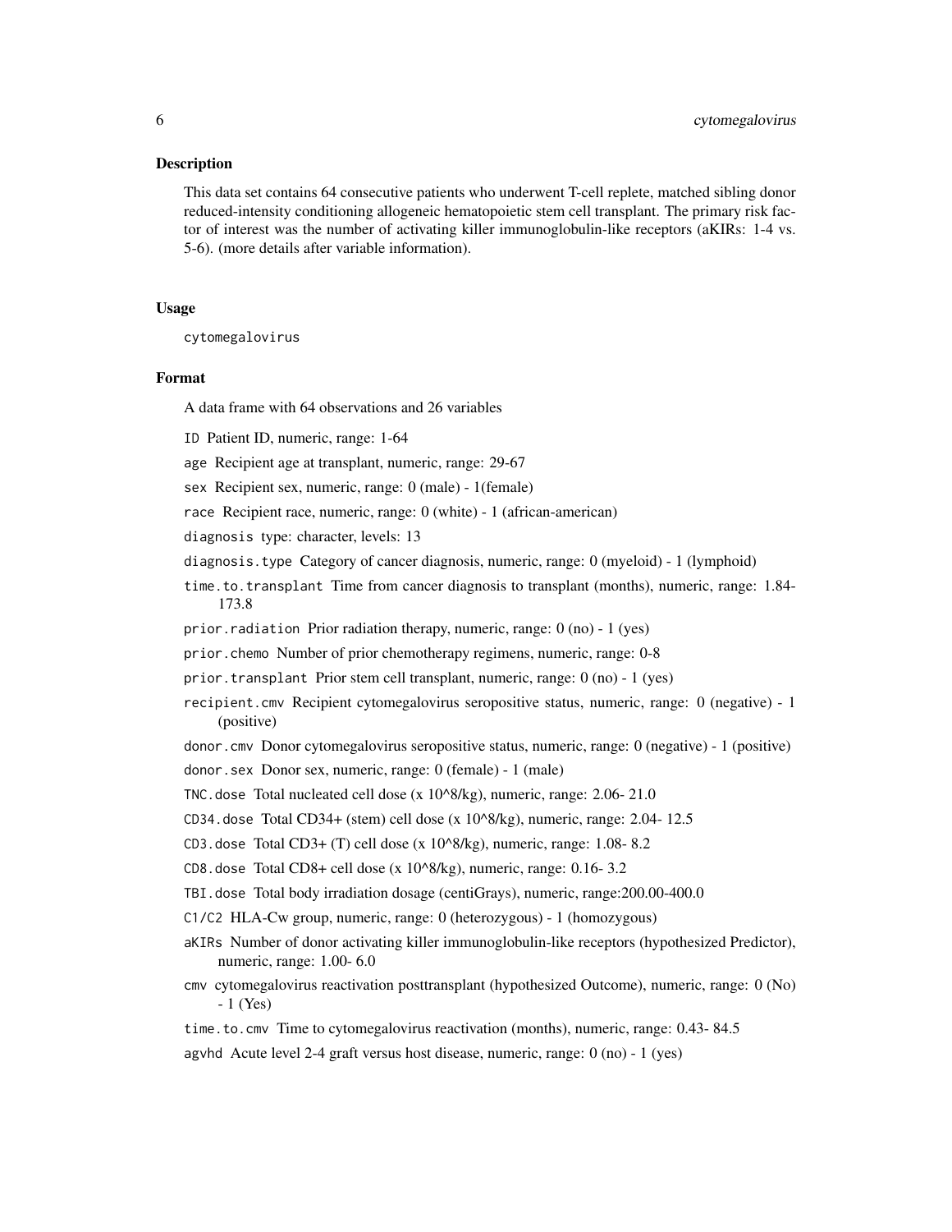## Description

This data set contains 64 consecutive patients who underwent T-cell replete, matched sibling donor reduced-intensity conditioning allogeneic hematopoietic stem cell transplant. The primary risk factor of interest was the number of activating killer immunoglobulin-like receptors (aKIRs: 1-4 vs. 5-6). (more details after variable information).

## Usage

```
cytomegalovirus
```

## Format

A data frame with 64 observations and 26 variables

- `ID` Patient ID, numeric, range: 1-64
- `age` Recipient age at transplant, numeric, range: 29-67
- `sex` Recipient sex, numeric, range: 0 (male) - 1(female)
- `race` Recipient race, numeric, range: 0 (white) - 1 (african-american)
- `diagnosis` type: character, levels: 13
- `diagnosis.type` Category of cancer diagnosis, numeric, range: 0 (myeloid) - 1 (lymphoid)
- `time.to.transplant` Time from cancer diagnosis to transplant (months), numeric, range: 1.84-173.8
- `prior.radiation` Prior radiation therapy, numeric, range: 0 (no) - 1 (yes)
- `prior.chemo` Number of prior chemotherapy regimens, numeric, range: 0-8
- `prior.transplant` Prior stem cell transplant, numeric, range: 0 (no) - 1 (yes)
- `recipient.cmv` Recipient cytomegalovirus seropositive status, numeric, range: 0 (negative) - 1 (positive)
- `donor.cmv` Donor cytomegalovirus seropositive status, numeric, range: 0 (negative) - 1 (positive)
- `donor.sex` Donor sex, numeric, range: 0 (female) - 1 (male)
- `TNC.dose` Total nucleated cell dose (x 10^8/kg), numeric, range: 2.06- 21.0
- `CD34.dose` Total CD34+ (stem) cell dose (x 10^8/kg), numeric, range: 2.04- 12.5
- `CD3.dose` Total CD3+ (T) cell dose (x 10^8/kg), numeric, range: 1.08- 8.2
- `CD8.dose` Total CD8+ cell dose (x 10^8/kg), numeric, range: 0.16- 3.2
- `TBI.dose` Total body irradiation dosage (centiGrays), numeric, range:200.00-400.0
- `C1/C2` HLA-Cw group, numeric, range: 0 (heterozygous) - 1 (homozygous)
- `aKIRs` Number of donor activating killer immunoglobulin-like receptors (hypothesized Predictor), numeric, range: 1.00- 6.0
- `cmv` cytomegalovirus reactivation posttransplant (hypothesized Outcome), numeric, range: 0 (No) - 1 (Yes)
- `time.to.cmv` Time to cytomegalovirus reactivation (months), numeric, range: 0.43- 84.5
- `agvhd` Acute level 2-4 graft versus host disease, numeric, range: 0 (no) - 1 (yes)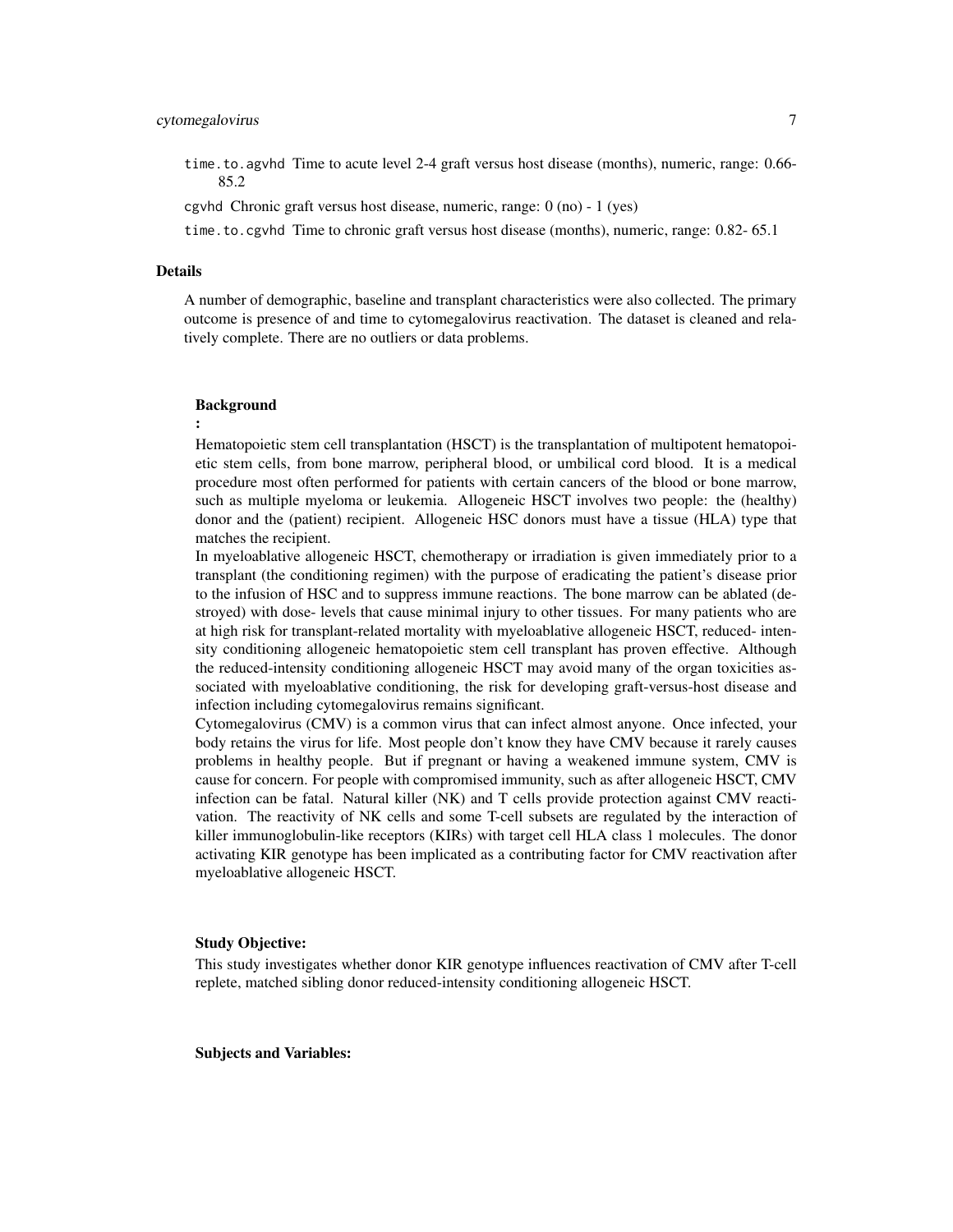time.to.agvhd Time to acute level 2-4 graft versus host disease (months), numeric, range: 0.66- 85.2

cgvhd Chronic graft versus host disease, numeric, range: 0 (no) - 1 (yes)

time.to.cgvhd Time to chronic graft versus host disease (months), numeric, range: 0.82- 65.1

### Details

A number of demographic, baseline and transplant characteristics were also collected. The primary outcome is presence of and time to cytomegalovirus reactivation. The dataset is cleaned and relatively complete. There are no outliers or data problems.

**Background**

**:**

Hematopoietic stem cell transplantation (HSCT) is the transplantation of multipotent hematopoietic stem cells, from bone marrow, peripheral blood, or umbilical cord blood. It is a medical procedure most often performed for patients with certain cancers of the blood or bone marrow, such as multiple myeloma or leukemia. Allogeneic HSCT involves two people: the (healthy) donor and the (patient) recipient. Allogeneic HSC donors must have a tissue (HLA) type that matches the recipient.

In myeloablative allogeneic HSCT, chemotherapy or irradiation is given immediately prior to a transplant (the conditioning regimen) with the purpose of eradicating the patient's disease prior to the infusion of HSC and to suppress immune reactions. The bone marrow can be ablated (destroyed) with dose- levels that cause minimal injury to other tissues. For many patients who are at high risk for transplant-related mortality with myeloablative allogeneic HSCT, reduced- intensity conditioning allogeneic hematopoietic stem cell transplant has proven effective. Although the reduced-intensity conditioning allogeneic HSCT may avoid many of the organ toxicities associated with myeloablative conditioning, the risk for developing graft-versus-host disease and infection including cytomegalovirus remains significant.

Cytomegalovirus (CMV) is a common virus that can infect almost anyone. Once infected, your body retains the virus for life. Most people don't know they have CMV because it rarely causes problems in healthy people. But if pregnant or having a weakened immune system, CMV is cause for concern. For people with compromised immunity, such as after allogeneic HSCT, CMV infection can be fatal. Natural killer (NK) and T cells provide protection against CMV reactivation. The reactivity of NK cells and some T-cell subsets are regulated by the interaction of killer immunoglobulin-like receptors (KIRs) with target cell HLA class 1 molecules. The donor activating KIR genotype has been implicated as a contributing factor for CMV reactivation after myeloablative allogeneic HSCT.

**Study Objective:**

This study investigates whether donor KIR genotype influences reactivation of CMV after T-cell replete, matched sibling donor reduced-intensity conditioning allogeneic HSCT.

**Subjects and Variables:**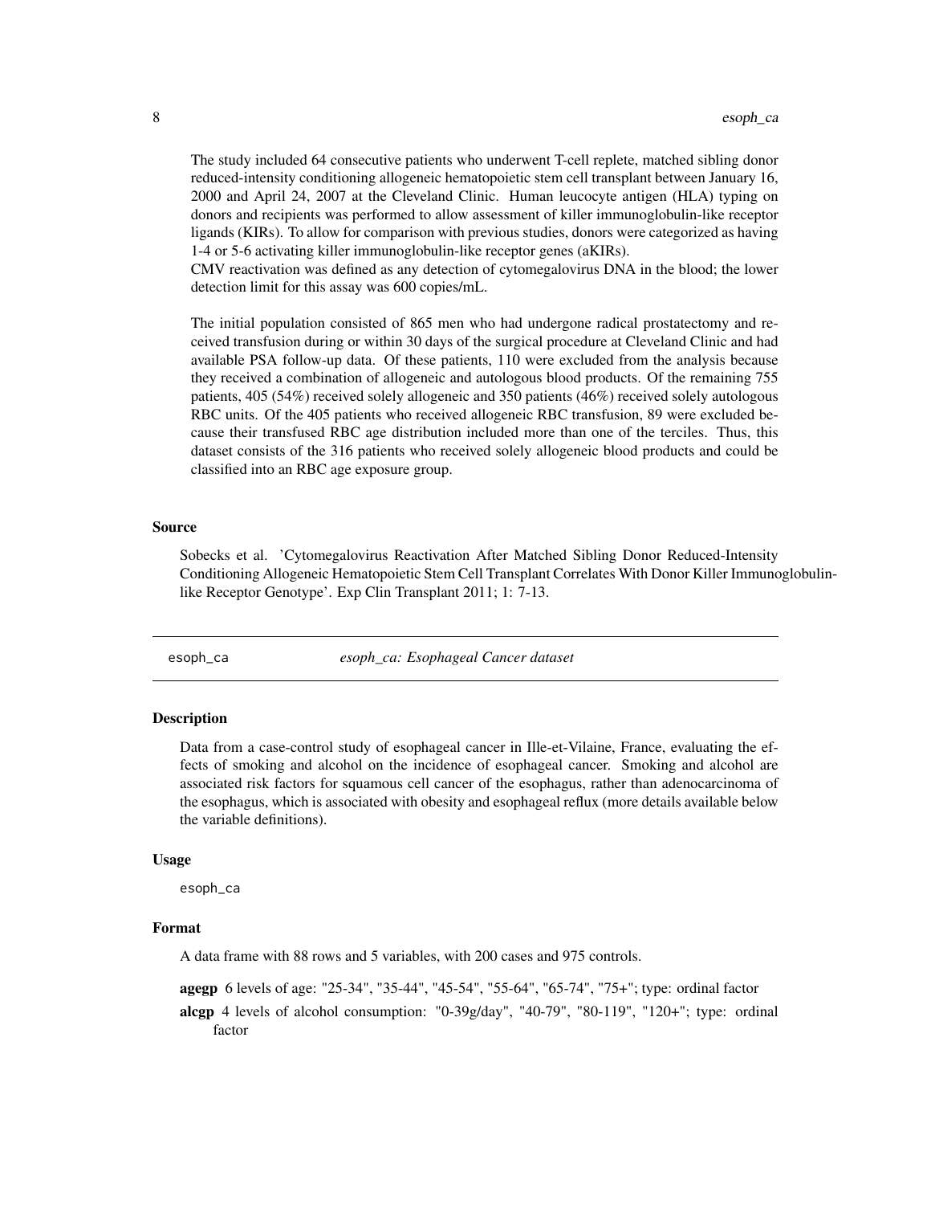The study included 64 consecutive patients who underwent T-cell replete, matched sibling donor reduced-intensity conditioning allogeneic hematopoietic stem cell transplant between January 16, 2000 and April 24, 2007 at the Cleveland Clinic. Human leucocyte antigen (HLA) typing on donors and recipients was performed to allow assessment of killer immunoglobulin-like receptor ligands (KIRs). To allow for comparison with previous studies, donors were categorized as having 1-4 or 5-6 activating killer immunoglobulin-like receptor genes (aKIRs).
CMV reactivation was defined as any detection of cytomegalovirus DNA in the blood; the lower detection limit for this assay was 600 copies/mL.

The initial population consisted of 865 men who had undergone radical prostatectomy and received transfusion during or within 30 days of the surgical procedure at Cleveland Clinic and had available PSA follow-up data. Of these patients, 110 were excluded from the analysis because they received a combination of allogeneic and autologous blood products. Of the remaining 755 patients, 405 (54%) received solely allogeneic and 350 patients (46%) received solely autologous RBC units. Of the 405 patients who received allogeneic RBC transfusion, 89 were excluded because their transfused RBC age distribution included more than one of the terciles. Thus, this dataset consists of the 316 patients who received solely allogeneic blood products and could be classified into an RBC age exposure group.

### Source

Sobecks et al. 'Cytomegalovirus Reactivation After Matched Sibling Donor Reduced-Intensity Conditioning Allogeneic Hematopoietic Stem Cell Transplant Correlates With Donor Killer Immunoglobulin-like Receptor Genotype'. Exp Clin Transplant 2011; 1: 7-13.

---

## esoph_ca — *esoph_ca: Esophageal Cancer dataset*

### Description

Data from a case-control study of esophageal cancer in Ille-et-Vilaine, France, evaluating the effects of smoking and alcohol on the incidence of esophageal cancer. Smoking and alcohol are associated risk factors for squamous cell cancer of the esophagus, rather than adenocarcinoma of the esophagus, which is associated with obesity and esophageal reflux (more details available below the variable definitions).

### Usage

```
esoph_ca
```

### Format

A data frame with 88 rows and 5 variables, with 200 cases and 975 controls.

**agegp** 6 levels of age: "25-34", "35-44", "45-54", "55-64", "65-74", "75+"; type: ordinal factor

**alcgp** 4 levels of alcohol consumption: "0-39g/day", "40-79", "80-119", "120+"; type: ordinal factor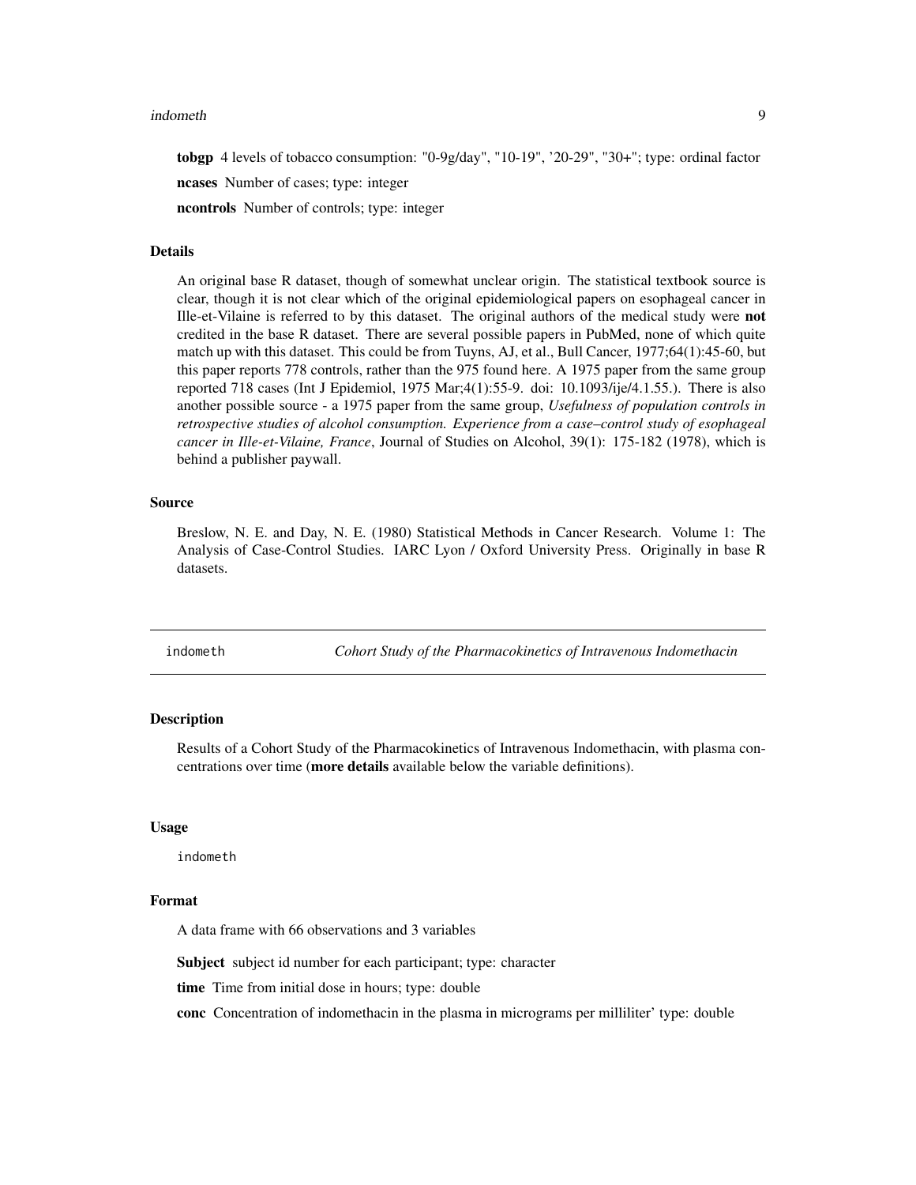**tobgp** 4 levels of tobacco consumption: "0-9g/day", "10-19", '20-29", "30+"; type: ordinal factor

**ncases** Number of cases; type: integer

**ncontrols** Number of controls; type: integer

### Details

An original base R dataset, though of somewhat unclear origin. The statistical textbook source is clear, though it is not clear which of the original epidemiological papers on esophageal cancer in Ille-et-Vilaine is referred to by this dataset. The original authors of the medical study were **not** credited in the base R dataset. There are several possible papers in PubMed, none of which quite match up with this dataset. This could be from Tuyns, AJ, et al., Bull Cancer, 1977;64(1):45-60, but this paper reports 778 controls, rather than the 975 found here. A 1975 paper from the same group reported 718 cases (Int J Epidemiol, 1975 Mar;4(1):55-9. doi: 10.1093/ije/4.1.55.). There is also another possible source - a 1975 paper from the same group, *Usefulness of population controls in retrospective studies of alcohol consumption. Experience from a case–control study of esophageal cancer in Ille-et-Vilaine, France*, Journal of Studies on Alcohol, 39(1): 175-182 (1978), which is behind a publisher paywall.

### Source

Breslow, N. E. and Day, N. E. (1980) Statistical Methods in Cancer Research. Volume 1: The Analysis of Case-Control Studies. IARC Lyon / Oxford University Press. Originally in base R datasets.

---

## indometh — *Cohort Study of the Pharmacokinetics of Intravenous Indomethacin*

### Description

Results of a Cohort Study of the Pharmacokinetics of Intravenous Indomethacin, with plasma concentrations over time (**more details** available below the variable definitions).

### Usage

```
indometh
```

### Format

A data frame with 66 observations and 3 variables

**Subject** subject id number for each participant; type: character

**time** Time from initial dose in hours; type: double

**conc** Concentration of indomethacin in the plasma in micrograms per milliliter' type: double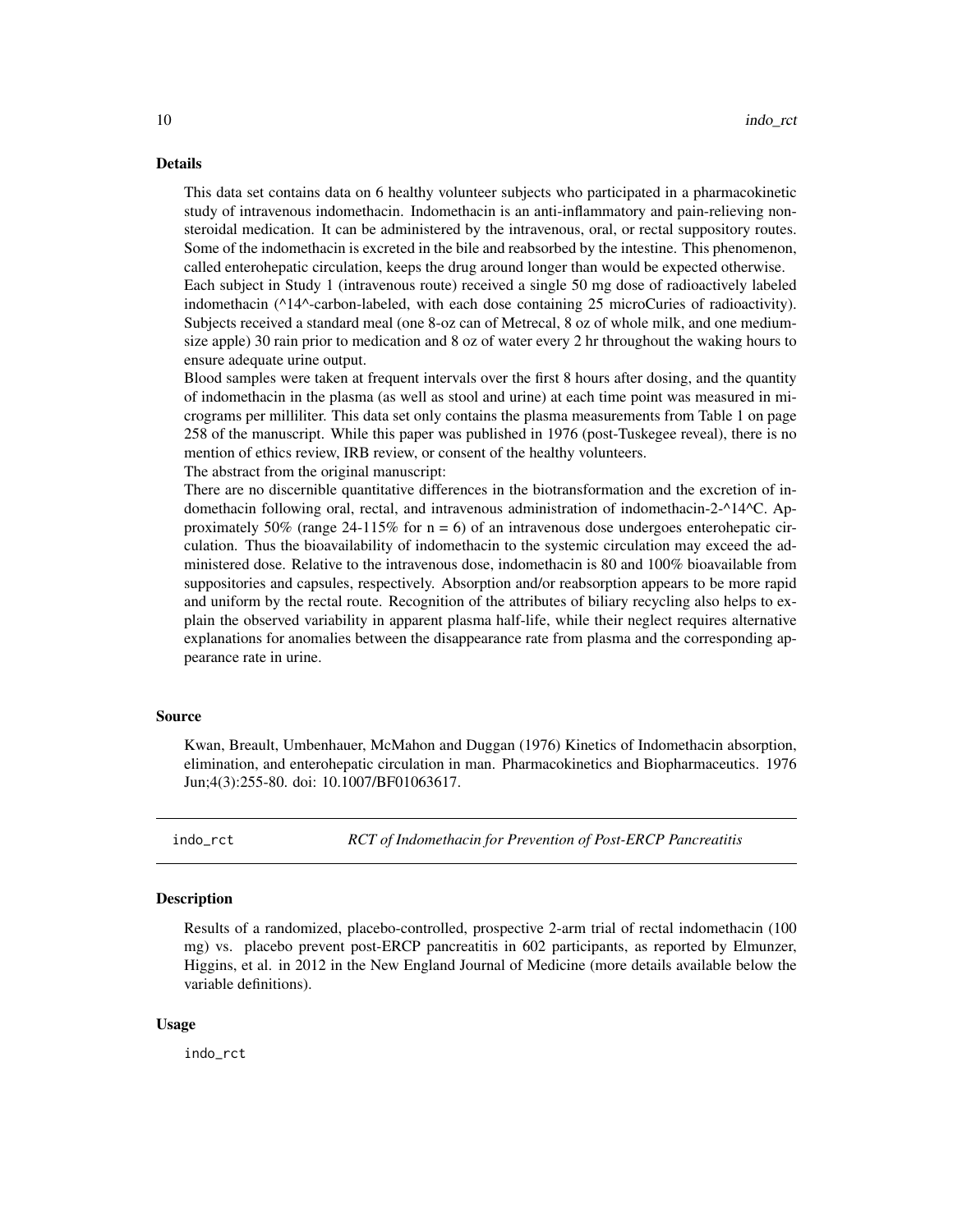### Details

This data set contains data on 6 healthy volunteer subjects who participated in a pharmacokinetic study of intravenous indomethacin. Indomethacin is an anti-inflammatory and pain-relieving nonsteroidal medication. It can be administered by the intravenous, oral, or rectal suppository routes. Some of the indomethacin is excreted in the bile and reabsorbed by the intestine. This phenomenon, called enterohepatic circulation, keeps the drug around longer than would be expected otherwise.

Each subject in Study 1 (intravenous route) received a single 50 mg dose of radioactively labeled indomethacin (^14^-carbon-labeled, with each dose containing 25 microCuries of radioactivity). Subjects received a standard meal (one 8-oz can of Metrecal, 8 oz of whole milk, and one medium-size apple) 30 rain prior to medication and 8 oz of water every 2 hr throughout the waking hours to ensure adequate urine output.

Blood samples were taken at frequent intervals over the first 8 hours after dosing, and the quantity of indomethacin in the plasma (as well as stool and urine) at each time point was measured in micrograms per milliliter. This data set only contains the plasma measurements from Table 1 on page 258 of the manuscript. While this paper was published in 1976 (post-Tuskegee reveal), there is no mention of ethics review, IRB review, or consent of the healthy volunteers.

The abstract from the original manuscript:

There are no discernible quantitative differences in the biotransformation and the excretion of indomethacin following oral, rectal, and intravenous administration of indomethacin-2-^14^C. Approximately 50% (range 24-115% for n = 6) of an intravenous dose undergoes enterohepatic circulation. Thus the bioavailability of indomethacin to the systemic circulation may exceed the administered dose. Relative to the intravenous dose, indomethacin is 80 and 100% bioavailable from suppositories and capsules, respectively. Absorption and/or reabsorption appears to be more rapid and uniform by the rectal route. Recognition of the attributes of biliary recycling also helps to explain the observed variability in apparent plasma half-life, while their neglect requires alternative explanations for anomalies between the disappearance rate from plasma and the corresponding appearance rate in urine.

### Source

Kwan, Breault, Umbenhauer, McMahon and Duggan (1976) Kinetics of Indomethacin absorption, elimination, and enterohepatic circulation in man. Pharmacokinetics and Biopharmaceutics. 1976 Jun;4(3):255-80. doi: 10.1007/BF01063617.

---

## indo_rct — *RCT of Indomethacin for Prevention of Post-ERCP Pancreatitis*

### Description

Results of a randomized, placebo-controlled, prospective 2-arm trial of rectal indomethacin (100 mg) vs. placebo prevent post-ERCP pancreatitis in 602 participants, as reported by Elmunzer, Higgins, et al. in 2012 in the New England Journal of Medicine (more details available below the variable definitions).

### Usage

```
indo_rct
```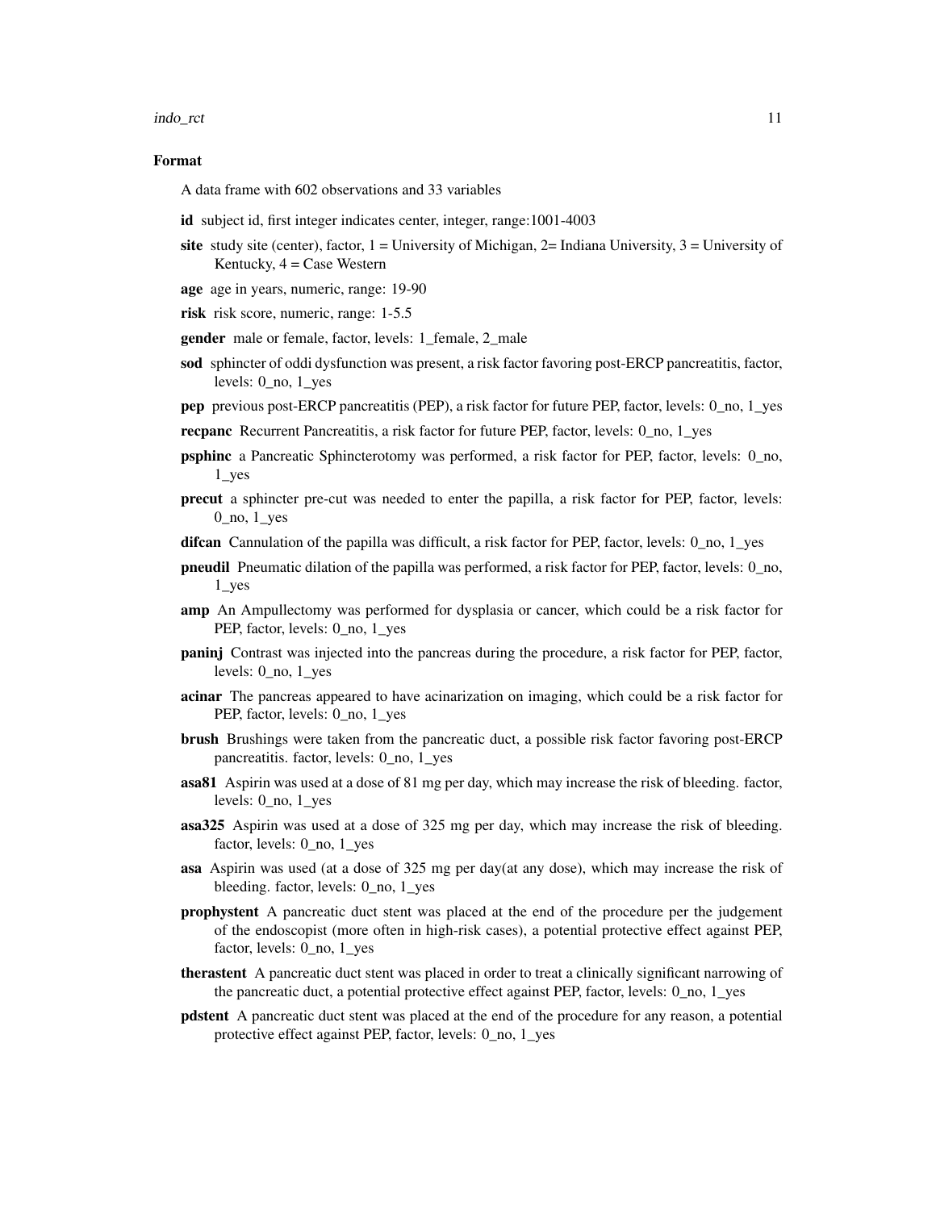#### Format

A data frame with 602 observations and 33 variables

**id** subject id, first integer indicates center, integer, range:1001-4003

**site** study site (center), factor, 1 = University of Michigan, 2= Indiana University, 3 = University of Kentucky, 4 = Case Western

**age** age in years, numeric, range: 19-90

**risk** risk score, numeric, range: 1-5.5

**gender** male or female, factor, levels: 1_female, 2_male

**sod** sphincter of oddi dysfunction was present, a risk factor favoring post-ERCP pancreatitis, factor, levels: 0_no, 1_yes

**pep** previous post-ERCP pancreatitis (PEP), a risk factor for future PEP, factor, levels: 0_no, 1_yes

**recpanc** Recurrent Pancreatitis, a risk factor for future PEP, factor, levels: 0_no, 1_yes

**psphinc** a Pancreatic Sphincterotomy was performed, a risk factor for PEP, factor, levels: 0_no, 1_yes

**precut** a sphincter pre-cut was needed to enter the papilla, a risk factor for PEP, factor, levels: 0_no, 1_yes

**difcan** Cannulation of the papilla was difficult, a risk factor for PEP, factor, levels: 0_no, 1_yes

**pneudil** Pneumatic dilation of the papilla was performed, a risk factor for PEP, factor, levels: 0_no, 1_yes

**amp** An Ampullectomy was performed for dysplasia or cancer, which could be a risk factor for PEP, factor, levels: 0_no, 1_yes

**paninj** Contrast was injected into the pancreas during the procedure, a risk factor for PEP, factor, levels: 0_no, 1_yes

**acinar** The pancreas appeared to have acinarization on imaging, which could be a risk factor for PEP, factor, levels: 0_no, 1_yes

**brush** Brushings were taken from the pancreatic duct, a possible risk factor favoring post-ERCP pancreatitis. factor, levels: 0_no, 1_yes

**asa81** Aspirin was used at a dose of 81 mg per day, which may increase the risk of bleeding. factor, levels: 0_no, 1_yes

**asa325** Aspirin was used at a dose of 325 mg per day, which may increase the risk of bleeding. factor, levels: 0_no, 1_yes

**asa** Aspirin was used (at a dose of 325 mg per day(at any dose), which may increase the risk of bleeding. factor, levels: 0_no, 1_yes

**prophystent** A pancreatic duct stent was placed at the end of the procedure per the judgement of the endoscopist (more often in high-risk cases), a potential protective effect against PEP, factor, levels: 0_no, 1_yes

**therastent** A pancreatic duct stent was placed in order to treat a clinically significant narrowing of the pancreatic duct, a potential protective effect against PEP, factor, levels: 0_no, 1_yes

**pdstent** A pancreatic duct stent was placed at the end of the procedure for any reason, a potential protective effect against PEP, factor, levels: 0_no, 1_yes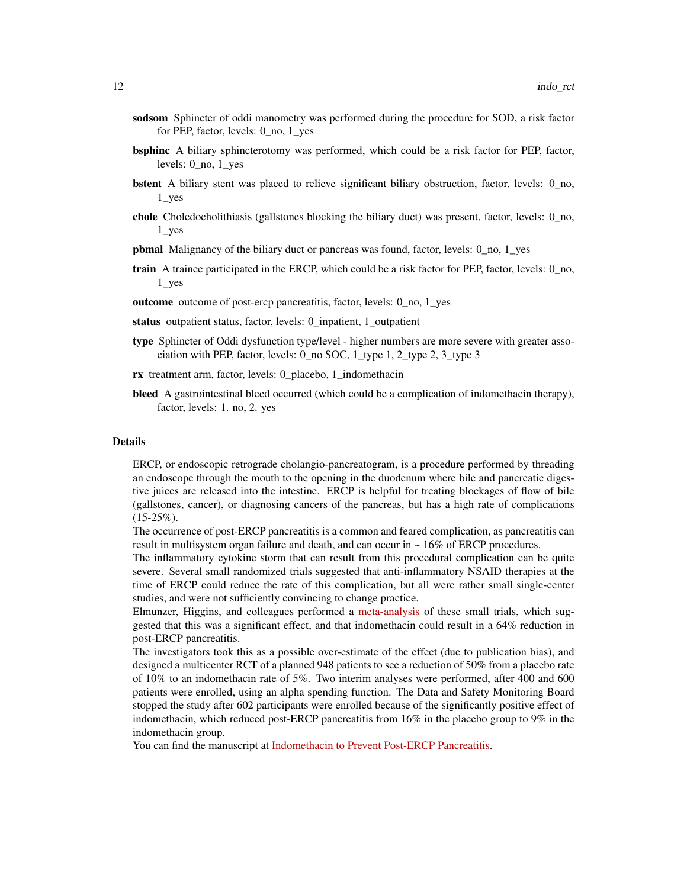**sodsom** Sphincter of oddi manometry was performed during the procedure for SOD, a risk factor for PEP, factor, levels: 0_no, 1_yes

**bsphinc** A biliary sphincterotomy was performed, which could be a risk factor for PEP, factor, levels: 0_no, 1_yes

**bstent** A biliary stent was placed to relieve significant biliary obstruction, factor, levels: 0_no, 1_yes

**chole** Choledocholithiasis (gallstones blocking the biliary duct) was present, factor, levels: 0_no, 1_yes

**pbmal** Malignancy of the biliary duct or pancreas was found, factor, levels: 0_no, 1_yes

**train** A trainee participated in the ERCP, which could be a risk factor for PEP, factor, levels: 0_no, 1_yes

**outcome** outcome of post-ercp pancreatitis, factor, levels: 0_no, 1_yes

**status** outpatient status, factor, levels: 0_inpatient, 1_outpatient

**type** Sphincter of Oddi dysfunction type/level - higher numbers are more severe with greater association with PEP, factor, levels: 0_no SOC, 1_type 1, 2_type 2, 3_type 3

**rx** treatment arm, factor, levels: 0_placebo, 1_indomethacin

**bleed** A gastrointestinal bleed occurred (which could be a complication of indomethacin therapy), factor, levels: 1. no, 2. yes

## Details

ERCP, or endoscopic retrograde cholangio-pancreatogram, is a procedure performed by threading an endoscope through the mouth to the opening in the duodenum where bile and pancreatic digestive juices are released into the intestine. ERCP is helpful for treating blockages of flow of bile (gallstones, cancer), or diagnosing cancers of the pancreas, but has a high rate of complications (15-25%).

The occurrence of post-ERCP pancreatitis is a common and feared complication, as pancreatitis can result in multisystem organ failure and death, and can occur in ~ 16% of ERCP procedures.

The inflammatory cytokine storm that can result from this procedural complication can be quite severe. Several small randomized trials suggested that anti-inflammatory NSAID therapies at the time of ERCP could reduce the rate of this complication, but all were rather small single-center studies, and were not sufficiently convincing to change practice.

Elmunzer, Higgins, and colleagues performed a meta-analysis of these small trials, which suggested that this was a significant effect, and that indomethacin could result in a 64% reduction in post-ERCP pancreatitis.

The investigators took this as a possible over-estimate of the effect (due to publication bias), and designed a multicenter RCT of a planned 948 patients to see a reduction of 50% from a placebo rate of 10% to an indomethacin rate of 5%. Two interim analyses were performed, after 400 and 600 patients were enrolled, using an alpha spending function. The Data and Safety Monitoring Board stopped the study after 602 participants were enrolled because of the significantly positive effect of indomethacin, which reduced post-ERCP pancreatitis from 16% in the placebo group to 9% in the indomethacin group.

You can find the manuscript at Indomethacin to Prevent Post-ERCP Pancreatitis.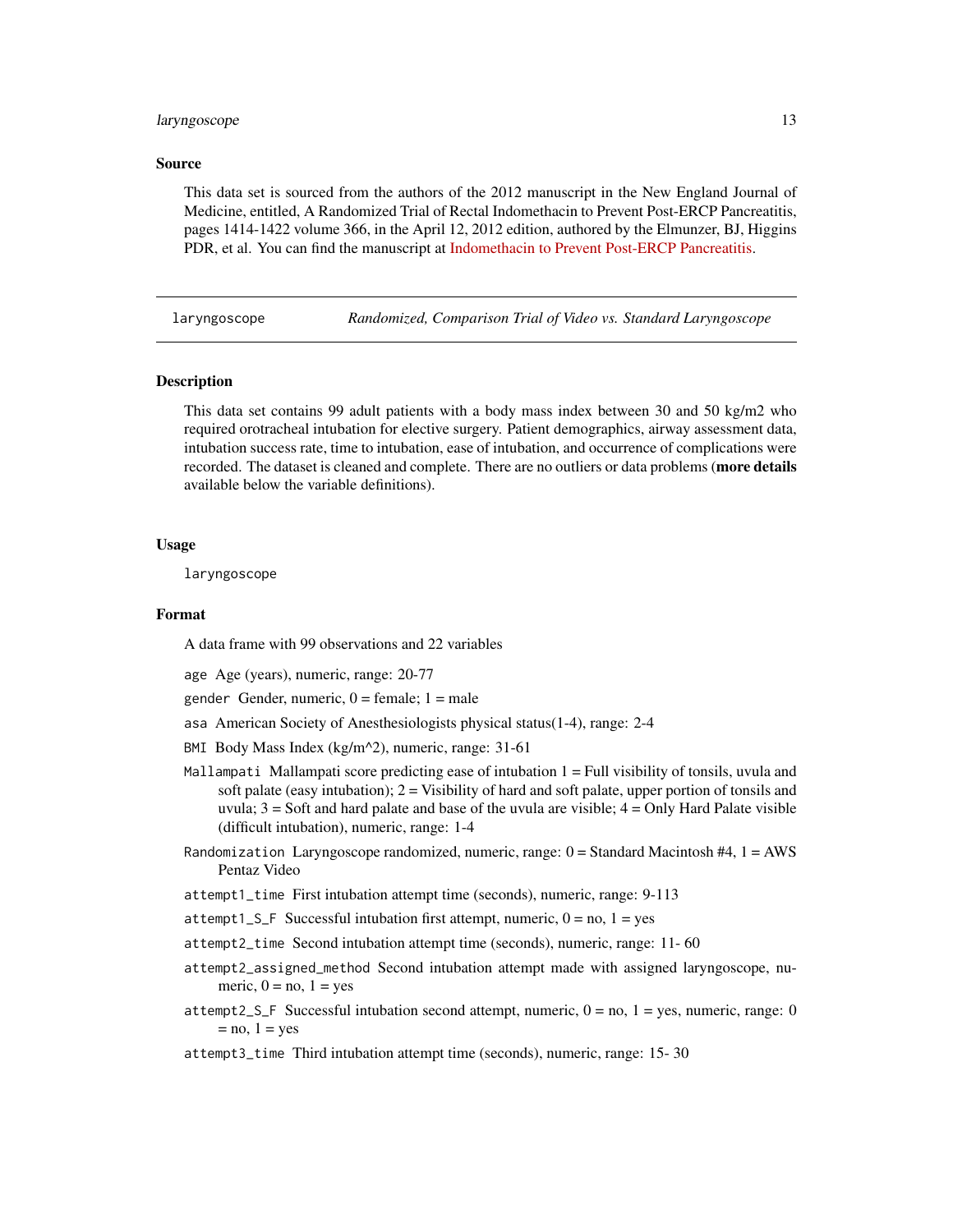## Source

This data set is sourced from the authors of the 2012 manuscript in the New England Journal of Medicine, entitled, A Randomized Trial of Rectal Indomethacin to Prevent Post-ERCP Pancreatitis, pages 1414-1422 volume 366, in the April 12, 2012 edition, authored by the Elmunzer, BJ, Higgins PDR, et al. You can find the manuscript at Indomethacin to Prevent Post-ERCP Pancreatitis.

---

# laryngoscope — *Randomized, Comparison Trial of Video vs. Standard Laryngoscope*

---

## Description

This data set contains 99 adult patients with a body mass index between 30 and 50 kg/m2 who required orotracheal intubation for elective surgery. Patient demographics, airway assessment data, intubation success rate, time to intubation, ease of intubation, and occurrence of complications were recorded. The dataset is cleaned and complete. There are no outliers or data problems (**more details** available below the variable definitions).

## Usage

```
laryngoscope
```

## Format

A data frame with 99 observations and 22 variables

- `age` Age (years), numeric, range: 20-77
- `gender` Gender, numeric, 0 = female; 1 = male
- `asa` American Society of Anesthesiologists physical status(1-4), range: 2-4
- `BMI` Body Mass Index (kg/m^2), numeric, range: 31-61
- `Mallampati` Mallampati score predicting ease of intubation 1 = Full visibility of tonsils, uvula and soft palate (easy intubation); 2 = Visibility of hard and soft palate, upper portion of tonsils and uvula; 3 = Soft and hard palate and base of the uvula are visible; 4 = Only Hard Palate visible (difficult intubation), numeric, range: 1-4
- `Randomization` Laryngoscope randomized, numeric, range: 0 = Standard Macintosh #4, 1 = AWS Pentaz Video
- `attempt1_time` First intubation attempt time (seconds), numeric, range: 9-113
- `attempt1_S_F` Successful intubation first attempt, numeric, 0 = no, 1 = yes
- `attempt2_time` Second intubation attempt time (seconds), numeric, range: 11- 60
- `attempt2_assigned_method` Second intubation attempt made with assigned laryngoscope, numeric, 0 = no, 1 = yes
- `attempt2_S_F` Successful intubation second attempt, numeric, 0 = no, 1 = yes, numeric, range: 0 = no, 1 = yes
- `attempt3_time` Third intubation attempt time (seconds), numeric, range: 15- 30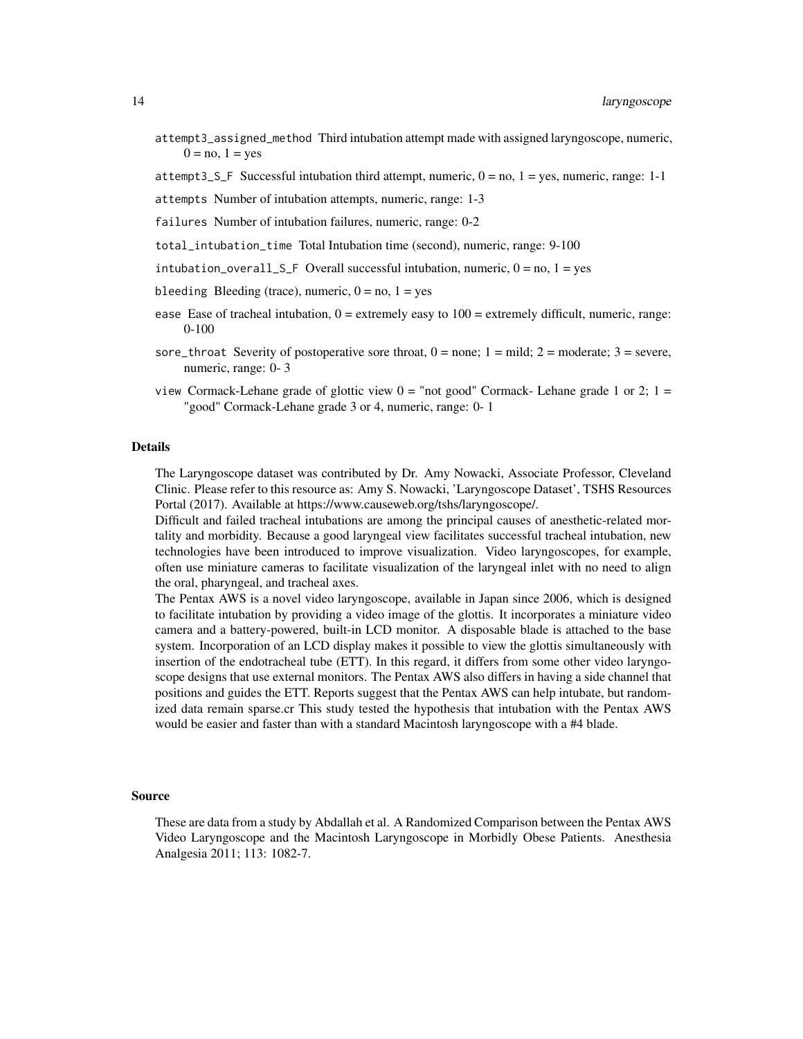`attempt3_assigned_method` Third intubation attempt made with assigned laryngoscope, numeric, 0 = no, 1 = yes

`attempt3_S_F` Successful intubation third attempt, numeric, 0 = no, 1 = yes, numeric, range: 1-1

`attempts` Number of intubation attempts, numeric, range: 1-3

`failures` Number of intubation failures, numeric, range: 0-2

`total_intubation_time` Total Intubation time (second), numeric, range: 9-100

`intubation_overall_S_F` Overall successful intubation, numeric, 0 = no, 1 = yes

`bleeding` Bleeding (trace), numeric, 0 = no, 1 = yes

`ease` Ease of tracheal intubation, 0 = extremely easy to 100 = extremely difficult, numeric, range: 0-100

`sore_throat` Severity of postoperative sore throat, 0 = none; 1 = mild; 2 = moderate; 3 = severe, numeric, range: 0- 3

`view` Cormack-Lehane grade of glottic view 0 = "not good" Cormack- Lehane grade 1 or 2; 1 = "good" Cormack-Lehane grade 3 or 4, numeric, range: 0- 1

## Details

The Laryngoscope dataset was contributed by Dr. Amy Nowacki, Associate Professor, Cleveland Clinic. Please refer to this resource as: Amy S. Nowacki, 'Laryngoscope Dataset', TSHS Resources Portal (2017). Available at https://www.causeweb.org/tshs/laryngoscope/.

Difficult and failed tracheal intubations are among the principal causes of anesthetic-related mortality and morbidity. Because a good laryngeal view facilitates successful tracheal intubation, new technologies have been introduced to improve visualization. Video laryngoscopes, for example, often use miniature cameras to facilitate visualization of the laryngeal inlet with no need to align the oral, pharyngeal, and tracheal axes.

The Pentax AWS is a novel video laryngoscope, available in Japan since 2006, which is designed to facilitate intubation by providing a video image of the glottis. It incorporates a miniature video camera and a battery-powered, built-in LCD monitor. A disposable blade is attached to the base system. Incorporation of an LCD display makes it possible to view the glottis simultaneously with insertion of the endotracheal tube (ETT). In this regard, it differs from some other video laryngoscope designs that use external monitors. The Pentax AWS also differs in having a side channel that positions and guides the ETT. Reports suggest that the Pentax AWS can help intubate, but randomized data remain sparse.cr This study tested the hypothesis that intubation with the Pentax AWS would be easier and faster than with a standard Macintosh laryngoscope with a #4 blade.

## Source

These are data from a study by Abdallah et al. A Randomized Comparison between the Pentax AWS Video Laryngoscope and the Macintosh Laryngoscope in Morbidly Obese Patients. Anesthesia Analgesia 2011; 113: 1082-7.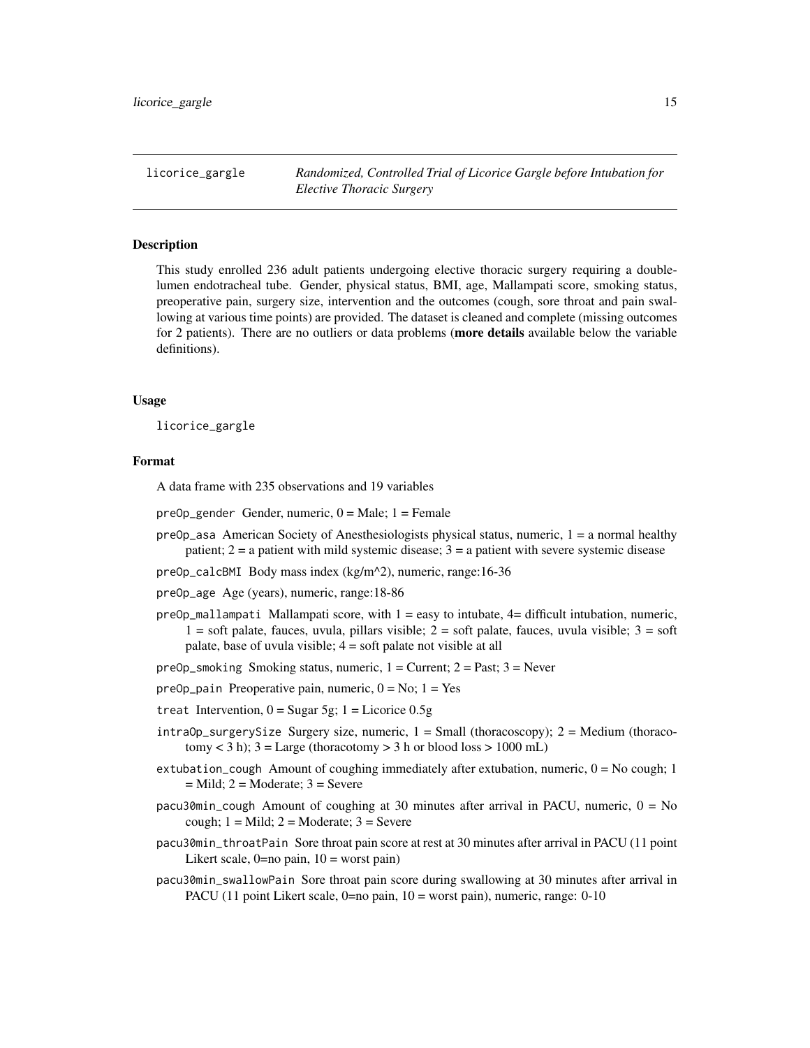`licorice_gargle` *Randomized, Controlled Trial of Licorice Gargle before Intubation for Elective Thoracic Surgery*

## Description

This study enrolled 236 adult patients undergoing elective thoracic surgery requiring a double-lumen endotracheal tube. Gender, physical status, BMI, age, Mallampati score, smoking status, preoperative pain, surgery size, intervention and the outcomes (cough, sore throat and pain swallowing at various time points) are provided. The dataset is cleaned and complete (missing outcomes for 2 patients). There are no outliers or data problems (**more details** available below the variable definitions).

## Usage

```
licorice_gargle
```

## Format

A data frame with 235 observations and 19 variables

- `preOp_gender` Gender, numeric, 0 = Male; 1 = Female
- `preOp_asa` American Society of Anesthesiologists physical status, numeric, 1 = a normal healthy patient; 2 = a patient with mild systemic disease; 3 = a patient with severe systemic disease
- `preOp_calcBMI` Body mass index (kg/m^2), numeric, range:16-36
- `preOp_age` Age (years), numeric, range:18-86
- `preOp_mallampati` Mallampati score, with 1 = easy to intubate, 4= difficult intubation, numeric, 1 = soft palate, fauces, uvula, pillars visible; 2 = soft palate, fauces, uvula visible; 3 = soft palate, base of uvula visible; 4 = soft palate not visible at all
- `preOp_smoking` Smoking status, numeric, 1 = Current; 2 = Past; 3 = Never
- `preOp_pain` Preoperative pain, numeric, 0 = No; 1 = Yes
- `treat` Intervention, 0 = Sugar 5g; 1 = Licorice 0.5g
- `intraOp_surgerySize` Surgery size, numeric, 1 = Small (thoracoscopy); 2 = Medium (thoracotomy < 3 h); 3 = Large (thoracotomy > 3 h or blood loss > 1000 mL)
- `extubation_cough` Amount of coughing immediately after extubation, numeric, 0 = No cough; 1 = Mild; 2 = Moderate; 3 = Severe
- `pacu30min_cough` Amount of coughing at 30 minutes after arrival in PACU, numeric, 0 = No cough; 1 = Mild; 2 = Moderate; 3 = Severe
- `pacu30min_throatPain` Sore throat pain score at rest at 30 minutes after arrival in PACU (11 point Likert scale, 0=no pain, 10 = worst pain)
- `pacu30min_swallowPain` Sore throat pain score during swallowing at 30 minutes after arrival in PACU (11 point Likert scale, 0=no pain, 10 = worst pain), numeric, range: 0-10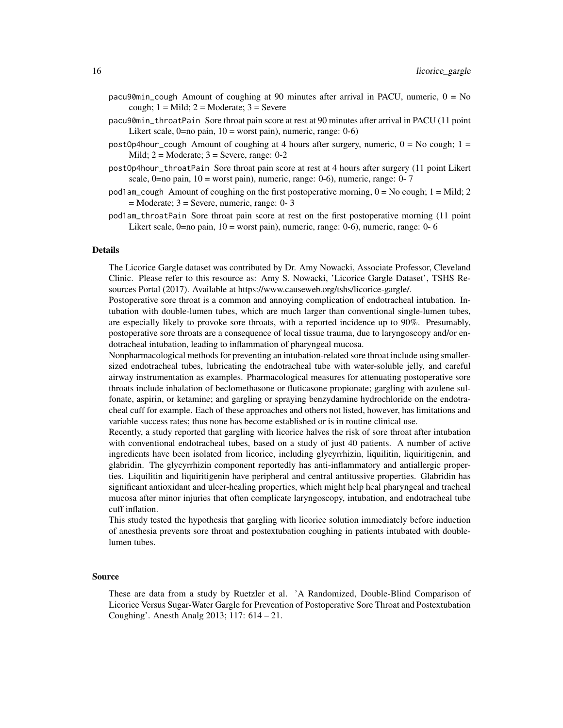pacu90min_cough Amount of coughing at 90 minutes after arrival in PACU, numeric, 0 = No cough; 1 = Mild; 2 = Moderate; 3 = Severe

pacu90min_throatPain Sore throat pain score at rest at 90 minutes after arrival in PACU (11 point Likert scale, 0=no pain, 10 = worst pain), numeric, range: 0-6)

postOp4hour_cough Amount of coughing at 4 hours after surgery, numeric, 0 = No cough; 1 = Mild; 2 = Moderate; 3 = Severe, range: 0-2

postOp4hour_throatPain Sore throat pain score at rest at 4 hours after surgery (11 point Likert scale, 0=no pain, 10 = worst pain), numeric, range: 0-6), numeric, range: 0- 7

pod1am_cough Amount of coughing on the first postoperative morning, 0 = No cough; 1 = Mild; 2 = Moderate; 3 = Severe, numeric, range: 0- 3

pod1am_throatPain Sore throat pain score at rest on the first postoperative morning (11 point Likert scale, 0=no pain, 10 = worst pain), numeric, range: 0-6), numeric, range: 0- 6

## Details

The Licorice Gargle dataset was contributed by Dr. Amy Nowacki, Associate Professor, Cleveland Clinic. Please refer to this resource as: Amy S. Nowacki, 'Licorice Gargle Dataset', TSHS Resources Portal (2017). Available at https://www.causeweb.org/tshs/licorice-gargle/.

Postoperative sore throat is a common and annoying complication of endotracheal intubation. Intubation with double-lumen tubes, which are much larger than conventional single-lumen tubes, are especially likely to provoke sore throats, with a reported incidence up to 90%. Presumably, postoperative sore throats are a consequence of local tissue trauma, due to laryngoscopy and/or endotracheal intubation, leading to inflammation of pharyngeal mucosa.

Nonpharmacological methods for preventing an intubation-related sore throat include using smaller-sized endotracheal tubes, lubricating the endotracheal tube with water-soluble jelly, and careful airway instrumentation as examples. Pharmacological measures for attenuating postoperative sore throats include inhalation of beclomethasone or fluticasone propionate; gargling with azulene sulfonate, aspirin, or ketamine; and gargling or spraying benzydamine hydrochloride on the endotracheal cuff for example. Each of these approaches and others not listed, however, has limitations and variable success rates; thus none has become established or is in routine clinical use.

Recently, a study reported that gargling with licorice halves the risk of sore throat after intubation with conventional endotracheal tubes, based on a study of just 40 patients. A number of active ingredients have been isolated from licorice, including glycyrrhizin, liquilitin, liquiritigenin, and glabridin. The glycyrrhizin component reportedly has anti-inflammatory and antiallergic properties. Liquilitin and liquiritigenin have peripheral and central antitussive properties. Glabridin has significant antioxidant and ulcer-healing properties, which might help heal pharyngeal and tracheal mucosa after minor injuries that often complicate laryngoscopy, intubation, and endotracheal tube cuff inflation.

This study tested the hypothesis that gargling with licorice solution immediately before induction of anesthesia prevents sore throat and postextubation coughing in patients intubated with double-lumen tubes.

## Source

These are data from a study by Ruetzler et al. 'A Randomized, Double-Blind Comparison of Licorice Versus Sugar-Water Gargle for Prevention of Postoperative Sore Throat and Postextubation Coughing'. Anesth Analg 2013; 117: 614 – 21.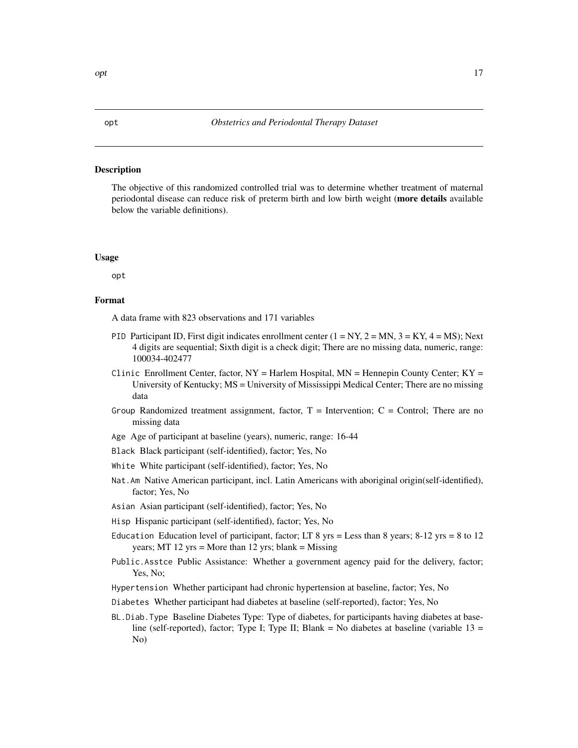# opt — *Obstetrics and Periodontal Therapy Dataset*

## Description

The objective of this randomized controlled trial was to determine whether treatment of maternal periodontal disease can reduce risk of preterm birth and low birth weight (**more details** available below the variable definitions).

## Usage

```
opt
```

## Format

A data frame with 823 observations and 171 variables

- `PID` Participant ID, First digit indicates enrollment center (1 = NY, 2 = MN, 3 = KY, 4 = MS); Next 4 digits are sequential; Sixth digit is a check digit; There are no missing data, numeric, range: 100034-402477
- `Clinic` Enrollment Center, factor, NY = Harlem Hospital, MN = Hennepin County Center; KY = University of Kentucky; MS = University of Mississippi Medical Center; There are no missing data
- `Group` Randomized treatment assignment, factor, T = Intervention; C = Control; There are no missing data
- `Age` Age of participant at baseline (years), numeric, range: 16-44
- `Black` Black participant (self-identified), factor; Yes, No
- `White` White participant (self-identified), factor; Yes, No
- `Nat.Am` Native American participant, incl. Latin Americans with aboriginal origin(self-identified), factor; Yes, No
- `Asian` Asian participant (self-identified), factor; Yes, No
- `Hisp` Hispanic participant (self-identified), factor; Yes, No
- `Education` Education level of participant, factor; LT 8 yrs = Less than 8 years; 8-12 yrs = 8 to 12 years; MT 12 yrs = More than 12 yrs; blank = Missing
- `Public.Asstce` Public Assistance: Whether a government agency paid for the delivery, factor; Yes, No;
- `Hypertension` Whether participant had chronic hypertension at baseline, factor; Yes, No
- `Diabetes` Whether participant had diabetes at baseline (self-reported), factor; Yes, No
- `BL.Diab.Type` Baseline Diabetes Type: Type of diabetes, for participants having diabetes at baseline (self-reported), factor; Type I; Type II; Blank = No diabetes at baseline (variable 13 = No)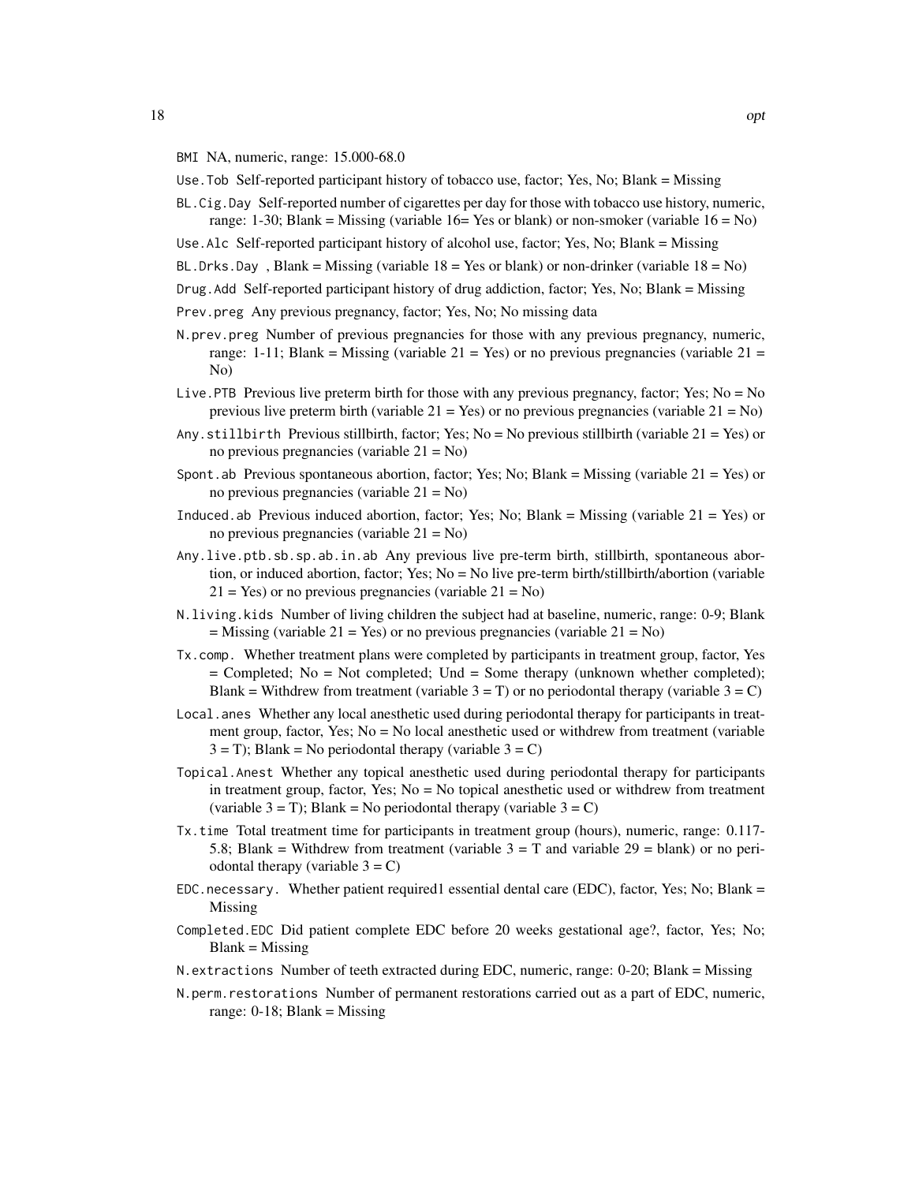`BMI` NA, numeric, range: 15.000-68.0

`Use.Tob` Self-reported participant history of tobacco use, factor; Yes, No; Blank = Missing

`BL.Cig.Day` Self-reported number of cigarettes per day for those with tobacco use history, numeric, range: 1-30; Blank = Missing (variable 16= Yes or blank) or non-smoker (variable 16 = No)

`Use.Alc` Self-reported participant history of alcohol use, factor; Yes, No; Blank = Missing

`BL.Drks.Day` , Blank = Missing (variable 18 = Yes or blank) or non-drinker (variable 18 = No)

`Drug.Add` Self-reported participant history of drug addiction, factor; Yes, No; Blank = Missing

`Prev.preg` Any previous pregnancy, factor; Yes, No; No missing data

`N.prev.preg` Number of previous pregnancies for those with any previous pregnancy, numeric, range: 1-11; Blank = Missing (variable 21 = Yes) or no previous pregnancies (variable 21 = No)

`Live.PTB` Previous live preterm birth for those with any previous pregnancy, factor; Yes; No = No previous live preterm birth (variable 21 = Yes) or no previous pregnancies (variable 21 = No)

`Any.stillbirth` Previous stillbirth, factor; Yes; No = No previous stillbirth (variable 21 = Yes) or no previous pregnancies (variable 21 = No)

`Spont.ab` Previous spontaneous abortion, factor; Yes; No; Blank = Missing (variable 21 = Yes) or no previous pregnancies (variable 21 = No)

`Induced.ab` Previous induced abortion, factor; Yes; No; Blank = Missing (variable 21 = Yes) or no previous pregnancies (variable 21 = No)

`Any.live.ptb.sb.sp.ab.in.ab` Any previous live pre-term birth, stillbirth, spontaneous abortion, or induced abortion, factor; Yes; No = No live pre-term birth/stillbirth/abortion (variable 21 = Yes) or no previous pregnancies (variable 21 = No)

`N.living.kids` Number of living children the subject had at baseline, numeric, range: 0-9; Blank = Missing (variable 21 = Yes) or no previous pregnancies (variable 21 = No)

`Tx.comp.` Whether treatment plans were completed by participants in treatment group, factor, Yes = Completed; No = Not completed; Und = Some therapy (unknown whether completed); Blank = Withdrew from treatment (variable 3 = T) or no periodontal therapy (variable 3 = C)

`Local.anes` Whether any local anesthetic used during periodontal therapy for participants in treatment group, factor, Yes; No = No local anesthetic used or withdrew from treatment (variable 3 = T); Blank = No periodontal therapy (variable 3 = C)

`Topical.Anest` Whether any topical anesthetic used during periodontal therapy for participants in treatment group, factor, Yes; No = No topical anesthetic used or withdrew from treatment (variable 3 = T); Blank = No periodontal therapy (variable 3 = C)

`Tx.time` Total treatment time for participants in treatment group (hours), numeric, range: 0.117-5.8; Blank = Withdrew from treatment (variable 3 = T and variable 29 = blank) or no periodontal therapy (variable 3 = C)

`EDC.necessary.` Whether patient required1 essential dental care (EDC), factor, Yes; No; Blank = Missing

`Completed.EDC` Did patient complete EDC before 20 weeks gestational age?, factor, Yes; No; Blank = Missing

`N.extractions` Number of teeth extracted during EDC, numeric, range: 0-20; Blank = Missing

`N.perm.restorations` Number of permanent restorations carried out as a part of EDC, numeric, range: 0-18; Blank = Missing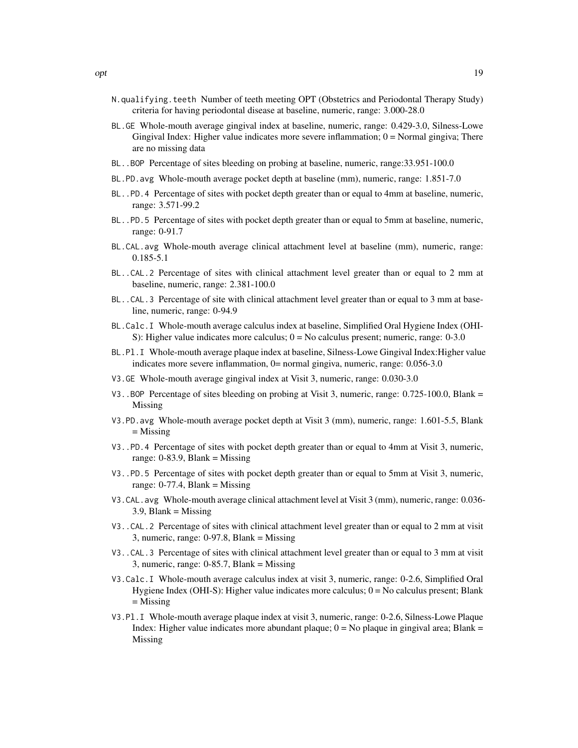N.qualifying.teeth Number of teeth meeting OPT (Obstetrics and Periodontal Therapy Study) criteria for having periodontal disease at baseline, numeric, range: 3.000-28.0

BL.GE Whole-mouth average gingival index at baseline, numeric, range: 0.429-3.0, Silness-Lowe Gingival Index: Higher value indicates more severe inflammation; 0 = Normal gingiva; There are no missing data

BL..BOP Percentage of sites bleeding on probing at baseline, numeric, range:33.951-100.0

BL.PD.avg Whole-mouth average pocket depth at baseline (mm), numeric, range: 1.851-7.0

BL..PD.4 Percentage of sites with pocket depth greater than or equal to 4mm at baseline, numeric, range: 3.571-99.2

BL..PD.5 Percentage of sites with pocket depth greater than or equal to 5mm at baseline, numeric, range: 0-91.7

BL.CAL.avg Whole-mouth average clinical attachment level at baseline (mm), numeric, range: 0.185-5.1

BL..CAL.2 Percentage of sites with clinical attachment level greater than or equal to 2 mm at baseline, numeric, range: 2.381-100.0

BL..CAL.3 Percentage of site with clinical attachment level greater than or equal to 3 mm at baseline, numeric, range: 0-94.9

BL.Calc.I Whole-mouth average calculus index at baseline, Simplified Oral Hygiene Index (OHI-S): Higher value indicates more calculus; 0 = No calculus present; numeric, range: 0-3.0

BL.Pl.I Whole-mouth average plaque index at baseline, Silness-Lowe Gingival Index:Higher value indicates more severe inflammation, 0= normal gingiva, numeric, range: 0.056-3.0

V3.GE Whole-mouth average gingival index at Visit 3, numeric, range: 0.030-3.0

V3..BOP Percentage of sites bleeding on probing at Visit 3, numeric, range: 0.725-100.0, Blank = Missing

V3.PD.avg Whole-mouth average pocket depth at Visit 3 (mm), numeric, range: 1.601-5.5, Blank = Missing

V3..PD.4 Percentage of sites with pocket depth greater than or equal to 4mm at Visit 3, numeric, range: 0-83.9, Blank = Missing

V3..PD.5 Percentage of sites with pocket depth greater than or equal to 5mm at Visit 3, numeric, range: 0-77.4, Blank = Missing

V3.CAL.avg Whole-mouth average clinical attachment level at Visit 3 (mm), numeric, range: 0.036-3.9, Blank = Missing

V3..CAL.2 Percentage of sites with clinical attachment level greater than or equal to 2 mm at visit 3, numeric, range: 0-97.8, Blank = Missing

V3..CAL.3 Percentage of sites with clinical attachment level greater than or equal to 3 mm at visit 3, numeric, range: 0-85.7, Blank = Missing

V3.Calc.I Whole-mouth average calculus index at visit 3, numeric, range: 0-2.6, Simplified Oral Hygiene Index (OHI-S): Higher value indicates more calculus; 0 = No calculus present; Blank = Missing

V3.Pl.I Whole-mouth average plaque index at visit 3, numeric, range: 0-2.6, Silness-Lowe Plaque Index: Higher value indicates more abundant plaque; 0 = No plaque in gingival area; Blank = Missing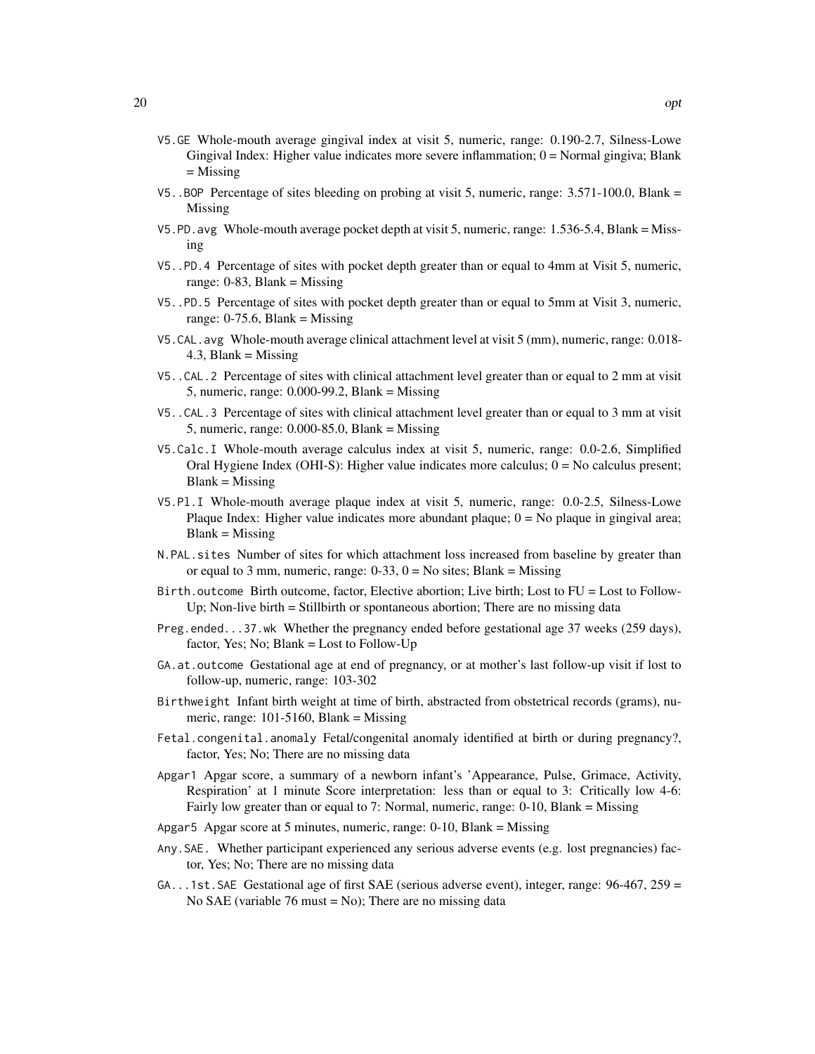V5.GE Whole-mouth average gingival index at visit 5, numeric, range: 0.190-2.7, Silness-Lowe Gingival Index: Higher value indicates more severe inflammation; 0 = Normal gingiva; Blank = Missing

V5..BOP Percentage of sites bleeding on probing at visit 5, numeric, range: 3.571-100.0, Blank = Missing

V5.PD.avg Whole-mouth average pocket depth at visit 5, numeric, range: 1.536-5.4, Blank = Missing

V5..PD.4 Percentage of sites with pocket depth greater than or equal to 4mm at Visit 5, numeric, range: 0-83, Blank = Missing

V5..PD.5 Percentage of sites with pocket depth greater than or equal to 5mm at Visit 3, numeric, range: 0-75.6, Blank = Missing

V5.CAL.avg Whole-mouth average clinical attachment level at visit 5 (mm), numeric, range: 0.018-4.3, Blank = Missing

V5..CAL.2 Percentage of sites with clinical attachment level greater than or equal to 2 mm at visit 5, numeric, range: 0.000-99.2, Blank = Missing

V5..CAL.3 Percentage of sites with clinical attachment level greater than or equal to 3 mm at visit 5, numeric, range: 0.000-85.0, Blank = Missing

V5.Calc.I Whole-mouth average calculus index at visit 5, numeric, range: 0.0-2.6, Simplified Oral Hygiene Index (OHI-S): Higher value indicates more calculus; 0 = No calculus present; Blank = Missing

V5.Pl.I Whole-mouth average plaque index at visit 5, numeric, range: 0.0-2.5, Silness-Lowe Plaque Index: Higher value indicates more abundant plaque; 0 = No plaque in gingival area; Blank = Missing

N.PAL.sites Number of sites for which attachment loss increased from baseline by greater than or equal to 3 mm, numeric, range: 0-33, 0 = No sites; Blank = Missing

Birth.outcome Birth outcome, factor, Elective abortion; Live birth; Lost to FU = Lost to Follow-Up; Non-live birth = Stillbirth or spontaneous abortion; There are no missing data

Preg.ended...37.wk Whether the pregnancy ended before gestational age 37 weeks (259 days), factor, Yes; No; Blank = Lost to Follow-Up

GA.at.outcome Gestational age at end of pregnancy, or at mother's last follow-up visit if lost to follow-up, numeric, range: 103-302

Birthweight Infant birth weight at time of birth, abstracted from obstetrical records (grams), numeric, range: 101-5160, Blank = Missing

Fetal.congenital.anomaly Fetal/congenital anomaly identified at birth or during pregnancy?, factor, Yes; No; There are no missing data

Apgar1 Apgar score, a summary of a newborn infant's 'Appearance, Pulse, Grimace, Activity, Respiration' at 1 minute Score interpretation: less than or equal to 3: Critically low 4-6: Fairly low greater than or equal to 7: Normal, numeric, range: 0-10, Blank = Missing

Apgar5 Apgar score at 5 minutes, numeric, range: 0-10, Blank = Missing

Any.SAE. Whether participant experienced any serious adverse events (e.g. lost pregnancies) factor, Yes; No; There are no missing data

GA...1st.SAE Gestational age of first SAE (serious adverse event), integer, range: 96-467, 259 = No SAE (variable 76 must = No); There are no missing data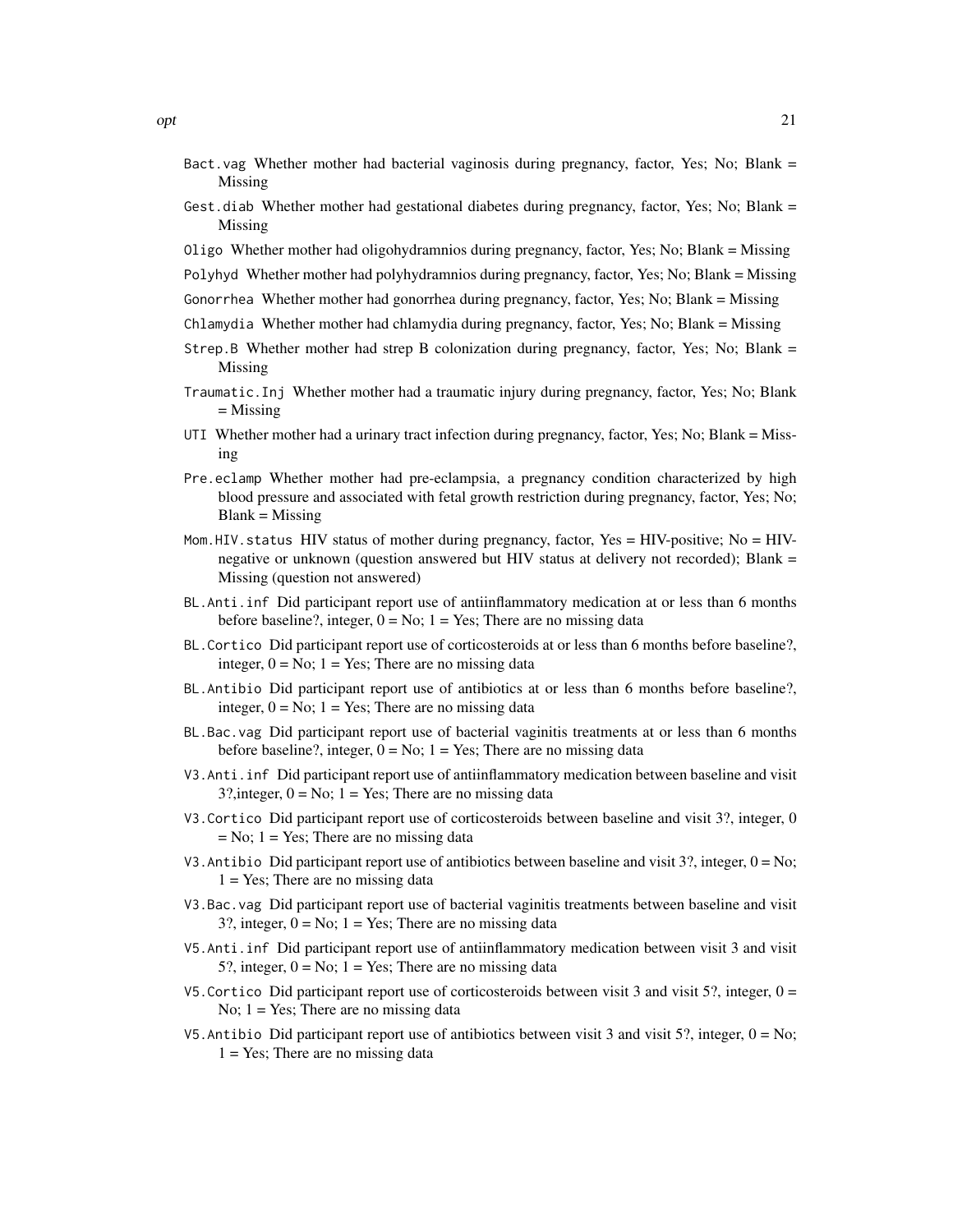`Bact.vag` Whether mother had bacterial vaginosis during pregnancy, factor, Yes; No; Blank = Missing

`Gest.diab` Whether mother had gestational diabetes during pregnancy, factor, Yes; No; Blank = Missing

`Oligo` Whether mother had oligohydramnios during pregnancy, factor, Yes; No; Blank = Missing

`Polyhyd` Whether mother had polyhydramnios during pregnancy, factor, Yes; No; Blank = Missing

`Gonorrhea` Whether mother had gonorrhea during pregnancy, factor, Yes; No; Blank = Missing

`Chlamydia` Whether mother had chlamydia during pregnancy, factor, Yes; No; Blank = Missing

`Strep.B` Whether mother had strep B colonization during pregnancy, factor, Yes; No; Blank = Missing

`Traumatic.Inj` Whether mother had a traumatic injury during pregnancy, factor, Yes; No; Blank = Missing

`UTI` Whether mother had a urinary tract infection during pregnancy, factor, Yes; No; Blank = Missing

`Pre.eclamp` Whether mother had pre-eclampsia, a pregnancy condition characterized by high blood pressure and associated with fetal growth restriction during pregnancy, factor, Yes; No; Blank = Missing

`Mom.HIV.status` HIV status of mother during pregnancy, factor, Yes = HIV-positive; No = HIV-negative or unknown (question answered but HIV status at delivery not recorded); Blank = Missing (question not answered)

`BL.Anti.inf` Did participant report use of antiinflammatory medication at or less than 6 months before baseline?, integer, 0 = No; 1 = Yes; There are no missing data

`BL.Cortico` Did participant report use of corticosteroids at or less than 6 months before baseline?, integer, 0 = No; 1 = Yes; There are no missing data

`BL.Antibio` Did participant report use of antibiotics at or less than 6 months before baseline?, integer, 0 = No; 1 = Yes; There are no missing data

`BL.Bac.vag` Did participant report use of bacterial vaginitis treatments at or less than 6 months before baseline?, integer, 0 = No; 1 = Yes; There are no missing data

`V3.Anti.inf` Did participant report use of antiinflammatory medication between baseline and visit 3?,integer, 0 = No; 1 = Yes; There are no missing data

`V3.Cortico` Did participant report use of corticosteroids between baseline and visit 3?, integer, 0 = No; 1 = Yes; There are no missing data

`V3.Antibio` Did participant report use of antibiotics between baseline and visit 3?, integer, 0 = No; 1 = Yes; There are no missing data

`V3.Bac.vag` Did participant report use of bacterial vaginitis treatments between baseline and visit 3?, integer, 0 = No; 1 = Yes; There are no missing data

`V5.Anti.inf` Did participant report use of antiinflammatory medication between visit 3 and visit 5?, integer, 0 = No; 1 = Yes; There are no missing data

`V5.Cortico` Did participant report use of corticosteroids between visit 3 and visit 5?, integer, 0 = No; 1 = Yes; There are no missing data

`V5.Antibio` Did participant report use of antibiotics between visit 3 and visit 5?, integer, 0 = No; 1 = Yes; There are no missing data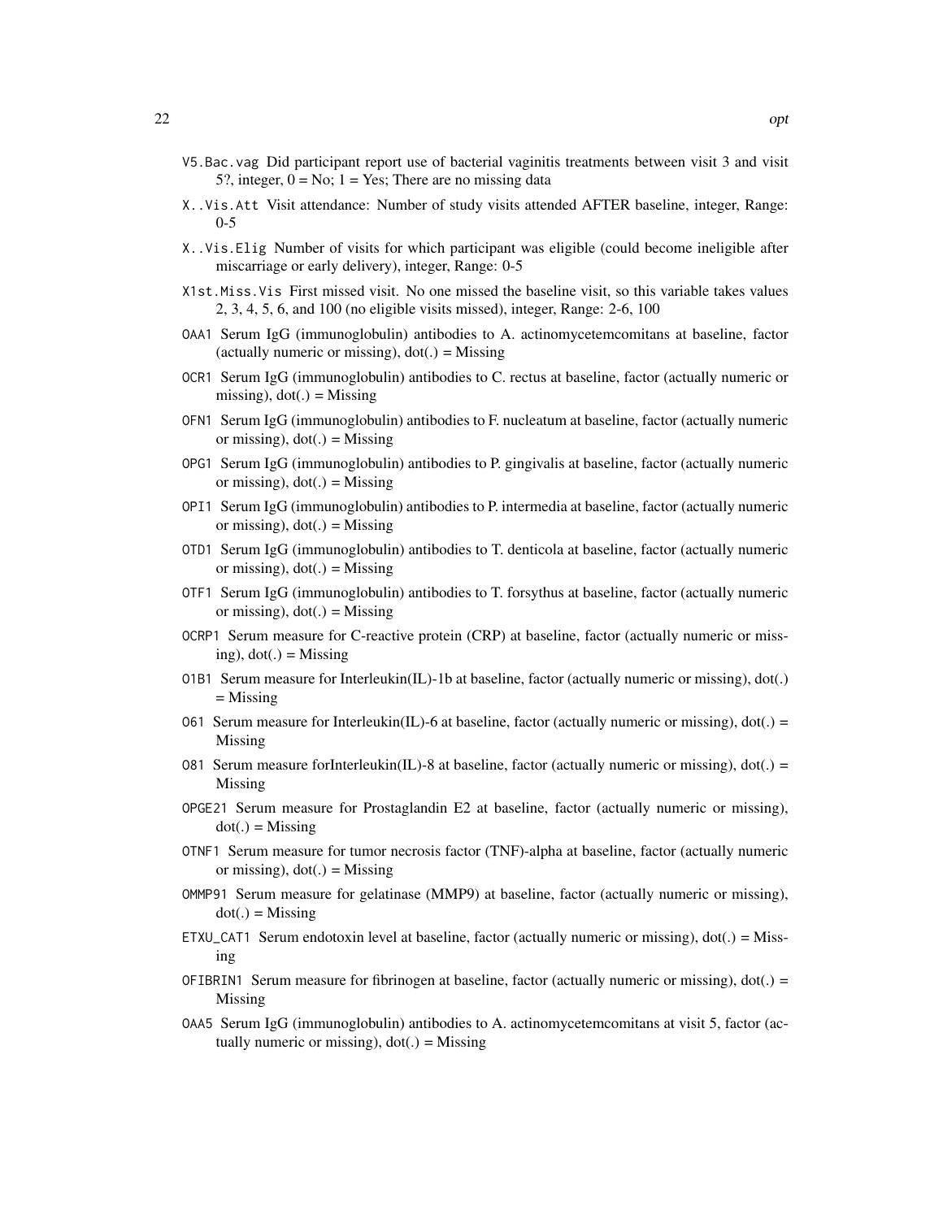`V5.Bac.vag` Did participant report use of bacterial vaginitis treatments between visit 3 and visit 5?, integer, 0 = No; 1 = Yes; There are no missing data

`X..Vis.Att` Visit attendance: Number of study visits attended AFTER baseline, integer, Range: 0-5

`X..Vis.Elig` Number of visits for which participant was eligible (could become ineligible after miscarriage or early delivery), integer, Range: 0-5

`X1st.Miss.Vis` First missed visit. No one missed the baseline visit, so this variable takes values 2, 3, 4, 5, 6, and 100 (no eligible visits missed), integer, Range: 2-6, 100

`OAA1` Serum IgG (immunoglobulin) antibodies to A. actinomycetemcomitans at baseline, factor (actually numeric or missing), dot(.) = Missing

`OCR1` Serum IgG (immunoglobulin) antibodies to C. rectus at baseline, factor (actually numeric or missing), dot(.) = Missing

`OFN1` Serum IgG (immunoglobulin) antibodies to F. nucleatum at baseline, factor (actually numeric or missing), dot(.) = Missing

`OPG1` Serum IgG (immunoglobulin) antibodies to P. gingivalis at baseline, factor (actually numeric or missing), dot(.) = Missing

`OPI1` Serum IgG (immunoglobulin) antibodies to P. intermedia at baseline, factor (actually numeric or missing), dot(.) = Missing

`OTD1` Serum IgG (immunoglobulin) antibodies to T. denticola at baseline, factor (actually numeric or missing), dot(.) = Missing

`OTF1` Serum IgG (immunoglobulin) antibodies to T. forsythus at baseline, factor (actually numeric or missing), dot(.) = Missing

`OCRP1` Serum measure for C-reactive protein (CRP) at baseline, factor (actually numeric or missing), dot(.) = Missing

`O1B1` Serum measure for Interleukin(IL)-1b at baseline, factor (actually numeric or missing), dot(.) = Missing

`O61` Serum measure for Interleukin(IL)-6 at baseline, factor (actually numeric or missing), dot(.) = Missing

`O81` Serum measure forInterleukin(IL)-8 at baseline, factor (actually numeric or missing), dot(.) = Missing

`OPGE21` Serum measure for Prostaglandin E2 at baseline, factor (actually numeric or missing), dot(.) = Missing

`OTNF1` Serum measure for tumor necrosis factor (TNF)-alpha at baseline, factor (actually numeric or missing), dot(.) = Missing

`OMMP91` Serum measure for gelatinase (MMP9) at baseline, factor (actually numeric or missing), dot(.) = Missing

`ETXU_CAT1` Serum endotoxin level at baseline, factor (actually numeric or missing), dot(.) = Missing

`OFIBRIN1` Serum measure for fibrinogen at baseline, factor (actually numeric or missing), dot(.) = Missing

`OAA5` Serum IgG (immunoglobulin) antibodies to A. actinomycetemcomitans at visit 5, factor (actually numeric or missing), dot(.) = Missing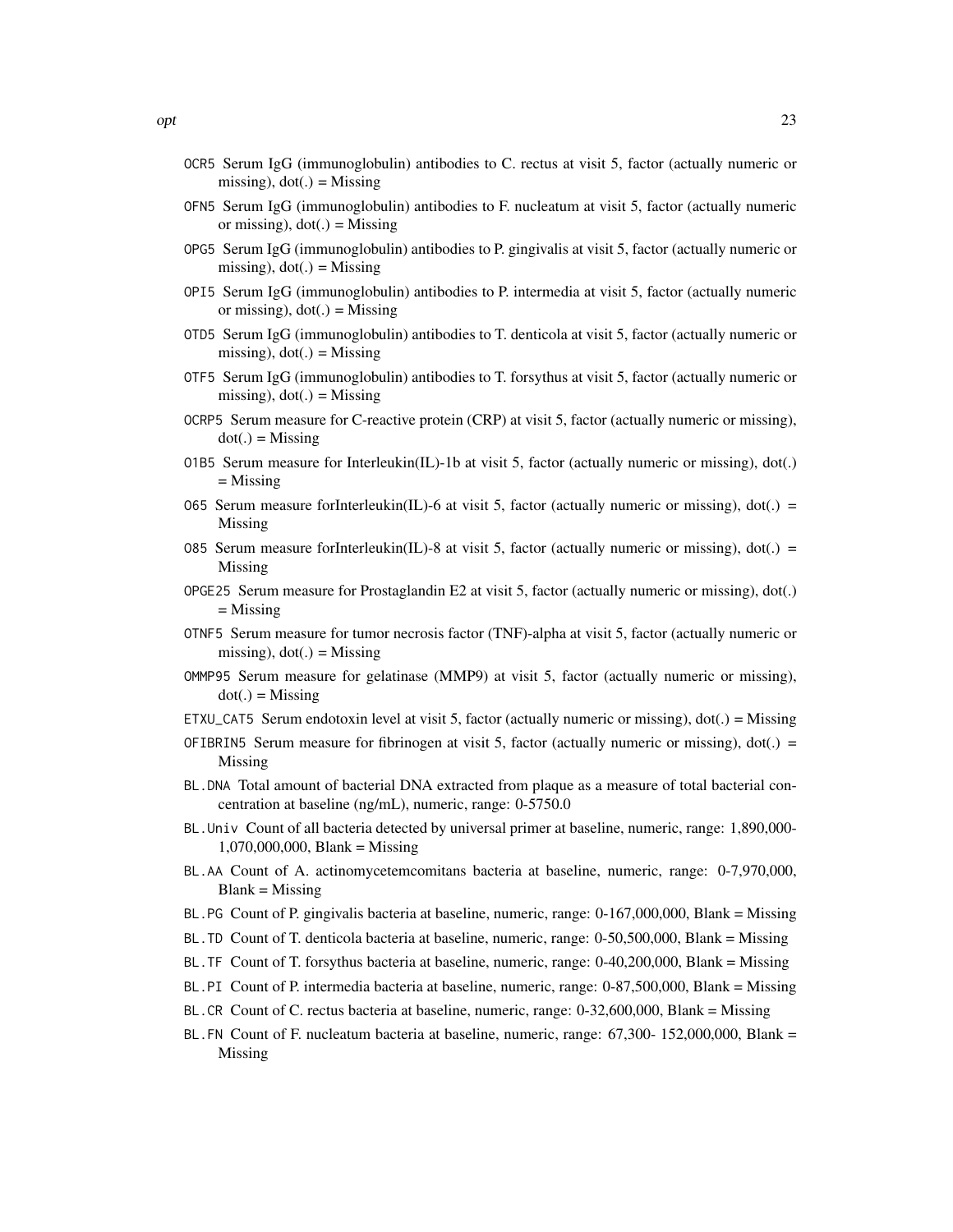- `OCR5` Serum IgG (immunoglobulin) antibodies to C. rectus at visit 5, factor (actually numeric or missing), dot(.) = Missing
- `OFN5` Serum IgG (immunoglobulin) antibodies to F. nucleatum at visit 5, factor (actually numeric or missing), dot(.) = Missing
- `OPG5` Serum IgG (immunoglobulin) antibodies to P. gingivalis at visit 5, factor (actually numeric or missing), dot(.) = Missing
- `OPI5` Serum IgG (immunoglobulin) antibodies to P. intermedia at visit 5, factor (actually numeric or missing), dot(.) = Missing
- `OTD5` Serum IgG (immunoglobulin) antibodies to T. denticola at visit 5, factor (actually numeric or missing), dot(.) = Missing
- `OTF5` Serum IgG (immunoglobulin) antibodies to T. forsythus at visit 5, factor (actually numeric or missing), dot(.) = Missing
- `OCRP5` Serum measure for C-reactive protein (CRP) at visit 5, factor (actually numeric or missing), dot(.) = Missing
- `O1B5` Serum measure for Interleukin(IL)-1b at visit 5, factor (actually numeric or missing), dot(.) = Missing
- `O65` Serum measure forInterleukin(IL)-6 at visit 5, factor (actually numeric or missing), dot(.) = Missing
- `O85` Serum measure forInterleukin(IL)-8 at visit 5, factor (actually numeric or missing), dot(.) = Missing
- `OPGE25` Serum measure for Prostaglandin E2 at visit 5, factor (actually numeric or missing), dot(.) = Missing
- `OTNF5` Serum measure for tumor necrosis factor (TNF)-alpha at visit 5, factor (actually numeric or missing), dot(.) = Missing
- `OMMP95` Serum measure for gelatinase (MMP9) at visit 5, factor (actually numeric or missing), dot(.) = Missing
- `ETXU_CAT5` Serum endotoxin level at visit 5, factor (actually numeric or missing), dot(.) = Missing
- `OFIBRIN5` Serum measure for fibrinogen at visit 5, factor (actually numeric or missing), dot(.) = Missing
- `BL.DNA` Total amount of bacterial DNA extracted from plaque as a measure of total bacterial concentration at baseline (ng/mL), numeric, range: 0-5750.0
- `BL.Univ` Count of all bacteria detected by universal primer at baseline, numeric, range: 1,890,000-1,070,000,000, Blank = Missing
- `BL.AA` Count of A. actinomycetemcomitans bacteria at baseline, numeric, range: 0-7,970,000, Blank = Missing
- `BL.PG` Count of P. gingivalis bacteria at baseline, numeric, range: 0-167,000,000, Blank = Missing
- `BL.TD` Count of T. denticola bacteria at baseline, numeric, range: 0-50,500,000, Blank = Missing
- `BL.TF` Count of T. forsythus bacteria at baseline, numeric, range: 0-40,200,000, Blank = Missing
- `BL.PI` Count of P. intermedia bacteria at baseline, numeric, range: 0-87,500,000, Blank = Missing
- `BL.CR` Count of C. rectus bacteria at baseline, numeric, range: 0-32,600,000, Blank = Missing
- `BL.FN` Count of F. nucleatum bacteria at baseline, numeric, range: 67,300- 152,000,000, Blank = Missing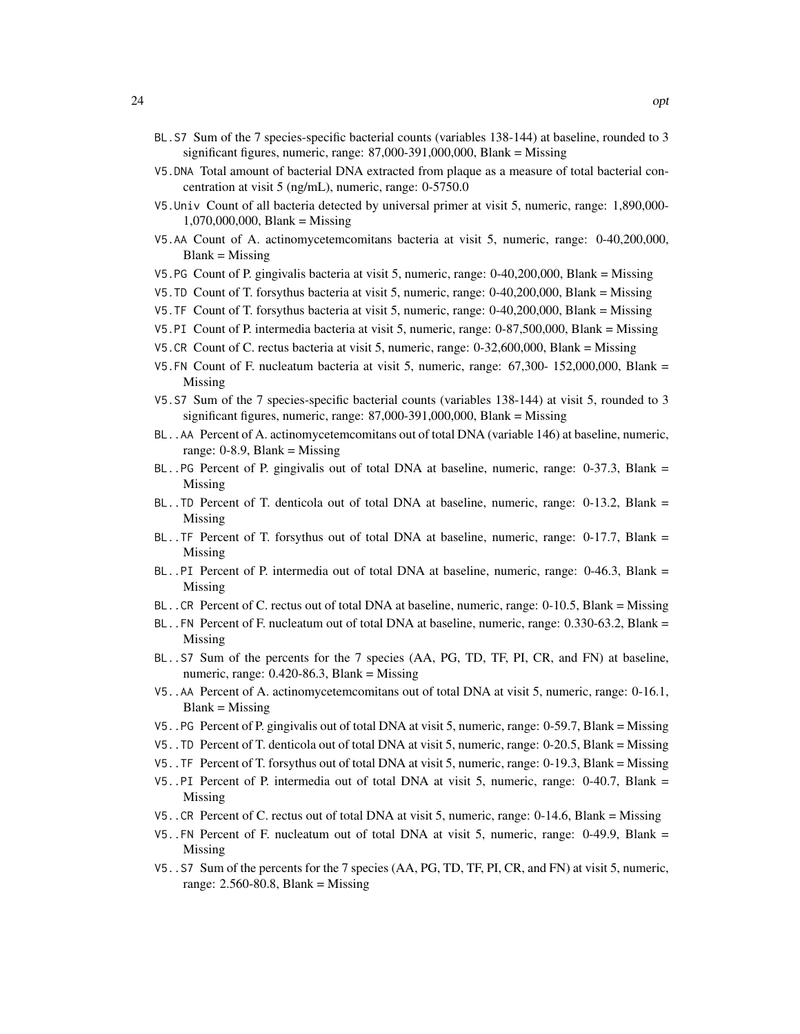BL.S7 Sum of the 7 species-specific bacterial counts (variables 138-144) at baseline, rounded to 3 significant figures, numeric, range: 87,000-391,000,000, Blank = Missing

V5.DNA Total amount of bacterial DNA extracted from plaque as a measure of total bacterial concentration at visit 5 (ng/mL), numeric, range: 0-5750.0

V5.Univ Count of all bacteria detected by universal primer at visit 5, numeric, range: 1,890,000-1,070,000,000, Blank = Missing

V5.AA Count of A. actinomycetemcomitans bacteria at visit 5, numeric, range: 0-40,200,000, Blank = Missing

V5.PG Count of P. gingivalis bacteria at visit 5, numeric, range: 0-40,200,000, Blank = Missing

V5.TD Count of T. forsythus bacteria at visit 5, numeric, range: 0-40,200,000, Blank = Missing

V5.TF Count of T. forsythus bacteria at visit 5, numeric, range: 0-40,200,000, Blank = Missing

V5.PI Count of P. intermedia bacteria at visit 5, numeric, range: 0-87,500,000, Blank = Missing

V5.CR Count of C. rectus bacteria at visit 5, numeric, range: 0-32,600,000, Blank = Missing

V5.FN Count of F. nucleatum bacteria at visit 5, numeric, range: 67,300- 152,000,000, Blank = Missing

V5.S7 Sum of the 7 species-specific bacterial counts (variables 138-144) at visit 5, rounded to 3 significant figures, numeric, range: 0-391,000,000, Blank = Missing

BL..AA Percent of A. actinomycetemcomitans out of total DNA (variable 146) at baseline, numeric, range: 0-8.9, Blank = Missing

BL..PG Percent of P. gingivalis out of total DNA at baseline, numeric, range: 0-37.3, Blank = Missing

BL..TD Percent of T. denticola out of total DNA at baseline, numeric, range: 0-13.2, Blank = Missing

BL..TF Percent of T. forsythus out of total DNA at baseline, numeric, range: 0-17.7, Blank = Missing

BL..PI Percent of P. intermedia out of total DNA at baseline, numeric, range: 0-46.3, Blank = Missing

BL..CR Percent of C. rectus out of total DNA at baseline, numeric, range: 0-10.5, Blank = Missing

BL..FN Percent of F. nucleatum out of total DNA at baseline, numeric, range: 0.330-63.2, Blank = Missing

BL..S7 Sum of the percents for the 7 species (AA, PG, TD, TF, PI, CR, and FN) at baseline, numeric, range: 0.420-86.3, Blank = Missing

V5..AA Percent of A. actinomycetemcomitans out of total DNA at visit 5, numeric, range: 0-16.1, Blank = Missing

V5..PG Percent of P. gingivalis out of total DNA at visit 5, numeric, range: 0-59.7, Blank = Missing

V5..TD Percent of T. denticola out of total DNA at visit 5, numeric, range: 0-20.5, Blank = Missing

V5..TF Percent of T. forsythus out of total DNA at visit 5, numeric, range: 0-19.3, Blank = Missing

V5..PI Percent of P. intermedia out of total DNA at visit 5, numeric, range: 0-40.7, Blank = Missing

V5..CR Percent of C. rectus out of total DNA at visit 5, numeric, range: 0-14.6, Blank = Missing

V5..FN Percent of F. nucleatum out of total DNA at visit 5, numeric, range: 0-49.9, Blank = Missing

V5..S7 Sum of the percents for the 7 species (AA, PG, TD, TF, PI, CR, and FN) at visit 5, numeric, range: 2.560-80.8, Blank = Missing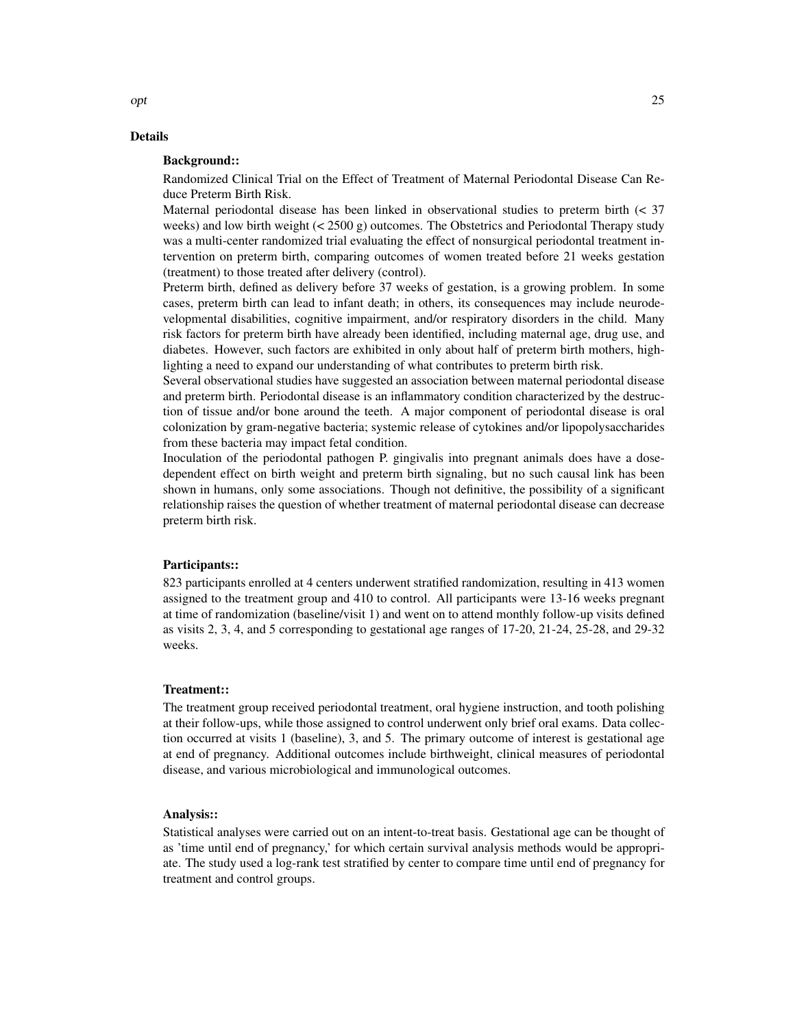## Details

### Background::

Randomized Clinical Trial on the Effect of Treatment of Maternal Periodontal Disease Can Reduce Preterm Birth Risk.

Maternal periodontal disease has been linked in observational studies to preterm birth (< 37 weeks) and low birth weight (< 2500 g) outcomes. The Obstetrics and Periodontal Therapy study was a multi-center randomized trial evaluating the effect of nonsurgical periodontal treatment intervention on preterm birth, comparing outcomes of women treated before 21 weeks gestation (treatment) to those treated after delivery (control).

Preterm birth, defined as delivery before 37 weeks of gestation, is a growing problem. In some cases, preterm birth can lead to infant death; in others, its consequences may include neurodevelopmental disabilities, cognitive impairment, and/or respiratory disorders in the child. Many risk factors for preterm birth have already been identified, including maternal age, drug use, and diabetes. However, such factors are exhibited in only about half of preterm birth mothers, highlighting a need to expand our understanding of what contributes to preterm birth risk.

Several observational studies have suggested an association between maternal periodontal disease and preterm birth. Periodontal disease is an inflammatory condition characterized by the destruction of tissue and/or bone around the teeth. A major component of periodontal disease is oral colonization by gram-negative bacteria; systemic release of cytokines and/or lipopolysaccharides from these bacteria may impact fetal condition.

Inoculation of the periodontal pathogen P. gingivalis into pregnant animals does have a dose-dependent effect on birth weight and preterm birth signaling, but no such causal link has been shown in humans, only some associations. Though not definitive, the possibility of a significant relationship raises the question of whether treatment of maternal periodontal disease can decrease preterm birth risk.

### Participants::

823 participants enrolled at 4 centers underwent stratified randomization, resulting in 413 women assigned to the treatment group and 410 to control. All participants were 13-16 weeks pregnant at time of randomization (baseline/visit 1) and went on to attend monthly follow-up visits defined as visits 2, 3, 4, and 5 corresponding to gestational age ranges of 17-20, 21-24, 25-28, and 29-32 weeks.

### Treatment::

The treatment group received periodontal treatment, oral hygiene instruction, and tooth polishing at their follow-ups, while those assigned to control underwent only brief oral exams. Data collection occurred at visits 1 (baseline), 3, and 5. The primary outcome of interest is gestational age at end of pregnancy. Additional outcomes include birthweight, clinical measures of periodontal disease, and various microbiological and immunological outcomes.

### Analysis::

Statistical analyses were carried out on an intent-to-treat basis. Gestational age can be thought of as 'time until end of pregnancy,' for which certain survival analysis methods would be appropriate. The study used a log-rank test stratified by center to compare time until end of pregnancy for treatment and control groups.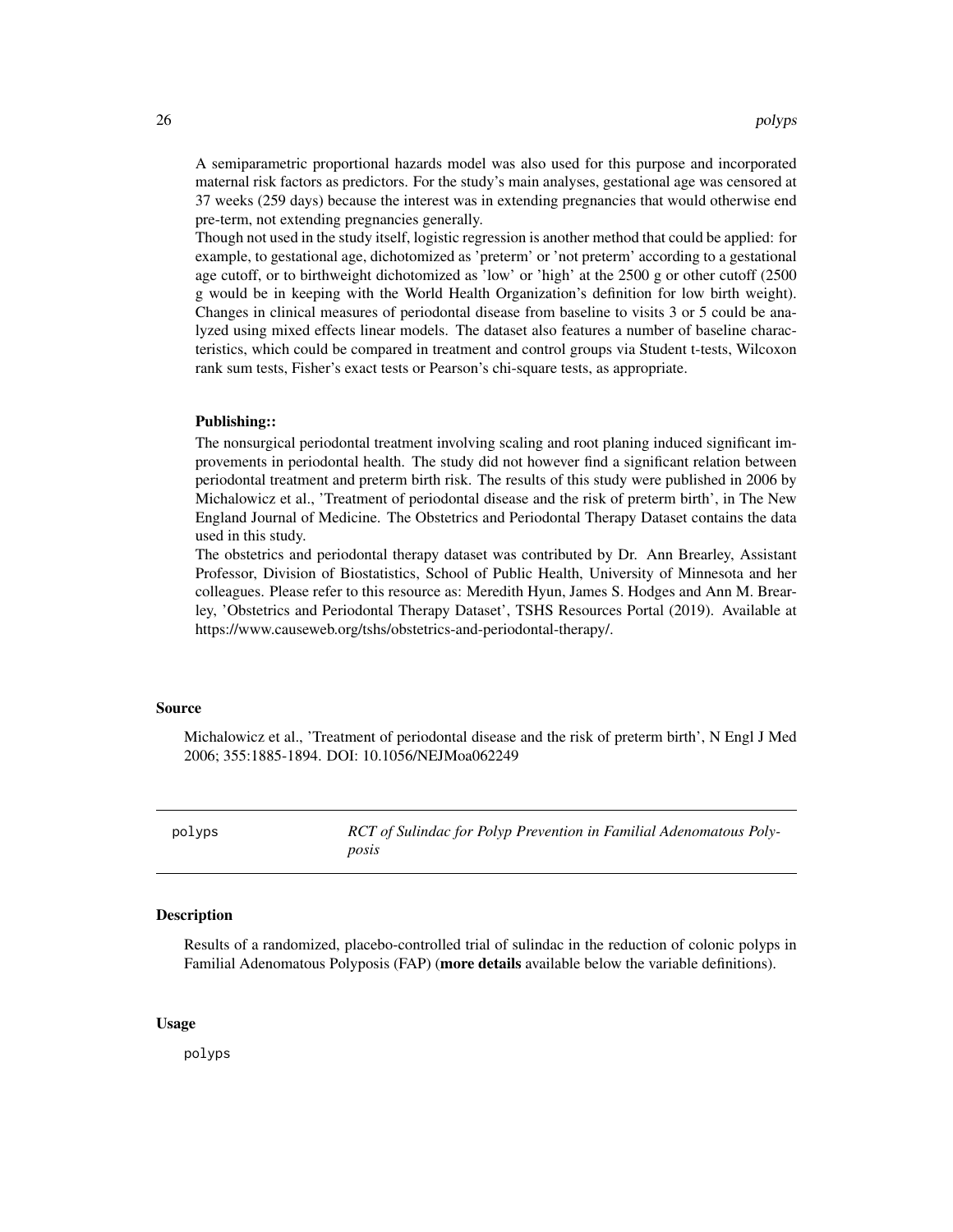A semiparametric proportional hazards model was also used for this purpose and incorporated maternal risk factors as predictors. For the study's main analyses, gestational age was censored at 37 weeks (259 days) because the interest was in extending pregnancies that would otherwise end pre-term, not extending pregnancies generally.

Though not used in the study itself, logistic regression is another method that could be applied: for example, to gestational age, dichotomized as 'preterm' or 'not preterm' according to a gestational age cutoff, or to birthweight dichotomized as 'low' or 'high' at the 2500 g or other cutoff (2500 g would be in keeping with the World Health Organization's definition for low birth weight). Changes in clinical measures of periodontal disease from baseline to visits 3 or 5 could be analyzed using mixed effects linear models. The dataset also features a number of baseline characteristics, which could be compared in treatment and control groups via Student t-tests, Wilcoxon rank sum tests, Fisher's exact tests or Pearson's chi-square tests, as appropriate.

**Publishing::**

The nonsurgical periodontal treatment involving scaling and root planing induced significant improvements in periodontal health. The study did not however find a significant relation between periodontal treatment and preterm birth risk. The results of this study were published in 2006 by Michalowicz et al., 'Treatment of periodontal disease and the risk of preterm birth', in The New England Journal of Medicine. The Obstetrics and Periodontal Therapy Dataset contains the data used in this study.

The obstetrics and periodontal therapy dataset was contributed by Dr. Ann Brearley, Assistant Professor, Division of Biostatistics, School of Public Health, University of Minnesota and her colleagues. Please refer to this resource as: Meredith Hyun, James S. Hodges and Ann M. Brearley, 'Obstetrics and Periodontal Therapy Dataset', TSHS Resources Portal (2019). Available at https://www.causeweb.org/tshs/obstetrics-and-periodontal-therapy/.

### Source

Michalowicz et al., 'Treatment of periodontal disease and the risk of preterm birth', N Engl J Med 2006; 355:1885-1894. DOI: 10.1056/NEJMoa062249

---

## polyps — *RCT of Sulindac for Polyp Prevention in Familial Adenomatous Polyposis*

---

### Description

Results of a randomized, placebo-controlled trial of sulindac in the reduction of colonic polyps in Familial Adenomatous Polyposis (FAP) (**more details** available below the variable definitions).

### Usage

```
polyps
```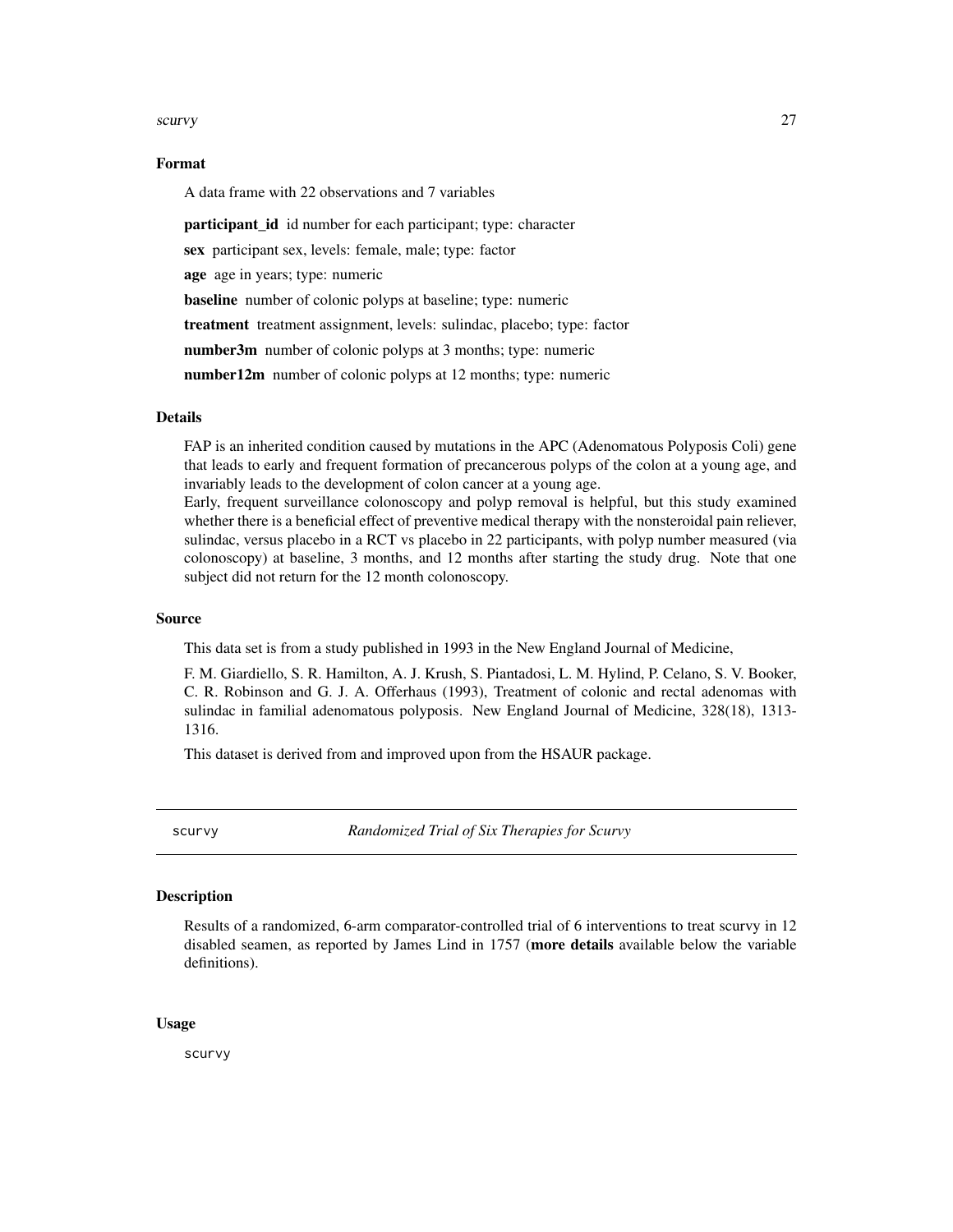### Format

A data frame with 22 observations and 7 variables

**participant_id** id number for each participant; type: character

**sex** participant sex, levels: female, male; type: factor

**age** age in years; type: numeric

**baseline** number of colonic polyps at baseline; type: numeric

**treatment** treatment assignment, levels: sulindac, placebo; type: factor

**number3m** number of colonic polyps at 3 months; type: numeric

**number12m** number of colonic polyps at 12 months; type: numeric

### Details

FAP is an inherited condition caused by mutations in the APC (Adenomatous Polyposis Coli) gene that leads to early and frequent formation of precancerous polyps of the colon at a young age, and invariably leads to the development of colon cancer at a young age.
Early, frequent surveillance colonoscopy and polyp removal is helpful, but this study examined whether there is a beneficial effect of preventive medical therapy with the nonsteroidal pain reliever, sulindac, versus placebo in a RCT vs placebo in 22 participants, with polyp number measured (via colonoscopy) at baseline, 3 months, and 12 months after starting the study drug. Note that one subject did not return for the 12 month colonoscopy.

### Source

This data set is from a study published in 1993 in the New England Journal of Medicine,

F. M. Giardiello, S. R. Hamilton, A. J. Krush, S. Piantadosi, L. M. Hylind, P. Celano, S. V. Booker, C. R. Robinson and G. J. A. Offerhaus (1993), Treatment of colonic and rectal adenomas with sulindac in familial adenomatous polyposis. New England Journal of Medicine, 328(18), 1313-1316.

This dataset is derived from and improved upon from the HSAUR package.

---

## scurvy — *Randomized Trial of Six Therapies for Scurvy*

### Description

Results of a randomized, 6-arm comparator-controlled trial of 6 interventions to treat scurvy in 12 disabled seamen, as reported by James Lind in 1757 (**more details** available below the variable definitions).

### Usage

```
scurvy
```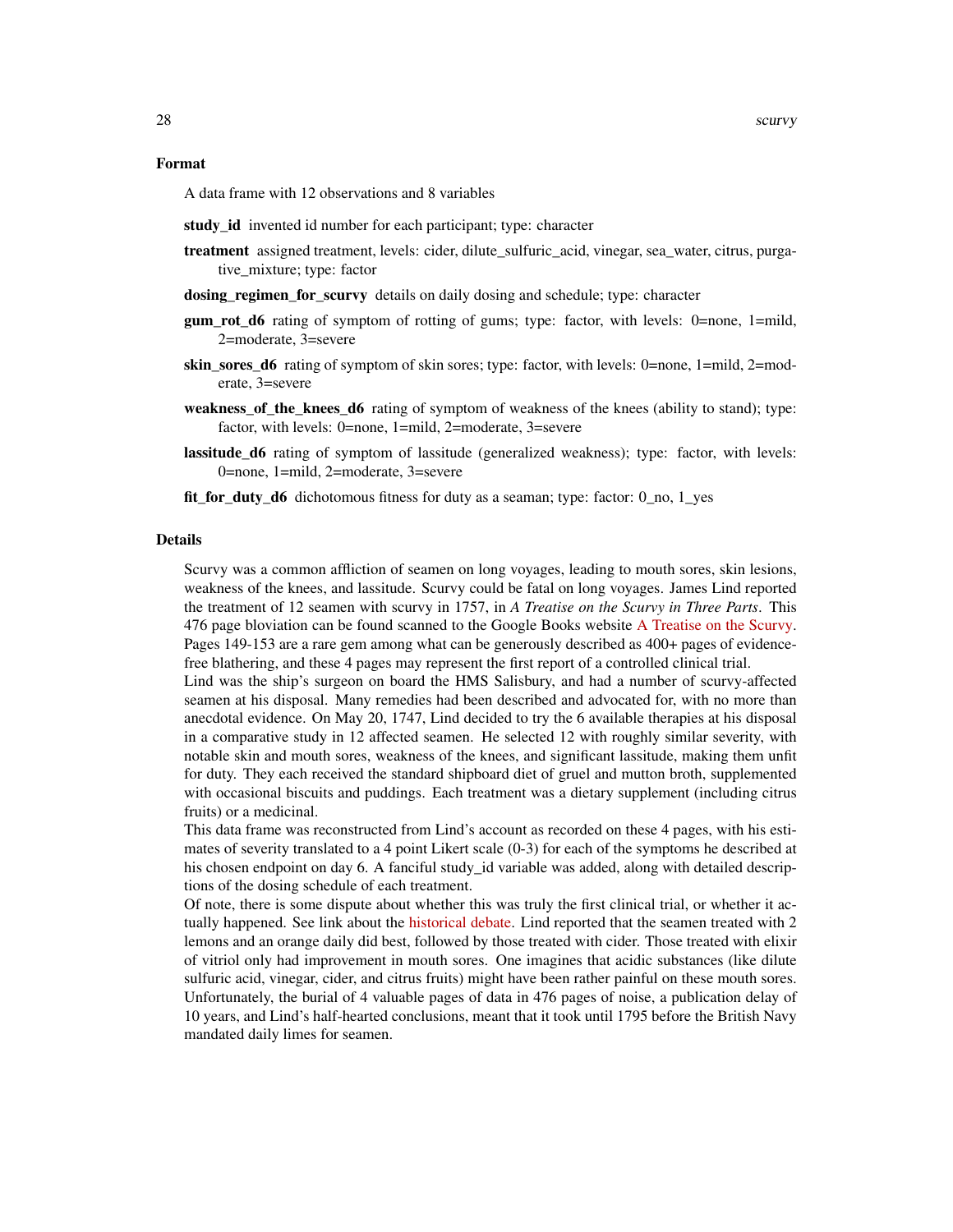## Format

A data frame with 12 observations and 8 variables

**study_id** invented id number for each participant; type: character

**treatment** assigned treatment, levels: cider, dilute_sulfuric_acid, vinegar, sea_water, citrus, purgative_mixture; type: factor

**dosing_regimen_for_scurvy** details on daily dosing and schedule; type: character

**gum_rot_d6** rating of symptom of rotting of gums; type: factor, with levels: 0=none, 1=mild, 2=moderate, 3=severe

**skin_sores_d6** rating of symptom of skin sores; type: factor, with levels: 0=none, 1=mild, 2=moderate, 3=severe

**weakness_of_the_knees_d6** rating of symptom of weakness of the knees (ability to stand); type: factor, with levels: 0=none, 1=mild, 2=moderate, 3=severe

**lassitude_d6** rating of symptom of lassitude (generalized weakness); type: factor, with levels: 0=none, 1=mild, 2=moderate, 3=severe

**fit_for_duty_d6** dichotomous fitness for duty as a seaman; type: factor: 0_no, 1_yes

## Details

Scurvy was a common affliction of seamen on long voyages, leading to mouth sores, skin lesions, weakness of the knees, and lassitude. Scurvy could be fatal on long voyages. James Lind reported the treatment of 12 seamen with scurvy in 1757, in *A Treatise on the Scurvy in Three Parts*. This 476 page bloviation can be found scanned to the Google Books website A Treatise on the Scurvy. Pages 149-153 are a rare gem among what can be generously described as 400+ pages of evidence-free blathering, and these 4 pages may represent the first report of a controlled clinical trial.

Lind was the ship's surgeon on board the HMS Salisbury, and had a number of scurvy-affected seamen at his disposal. Many remedies had been described and advocated for, with no more than anecdotal evidence. On May 20, 1747, Lind decided to try the 6 available therapies at his disposal in a comparative study in 12 affected seamen. He selected 12 with roughly similar severity, with notable skin and mouth sores, weakness of the knees, and significant lassitude, making them unfit for duty. They each received the standard shipboard diet of gruel and mutton broth, supplemented with occasional biscuits and puddings. Each treatment was a dietary supplement (including citrus fruits) or a medicinal.

This data frame was reconstructed from Lind's account as recorded on these 4 pages, with his estimates of severity translated to a 4 point Likert scale (0-3) for each of the symptoms he described at his chosen endpoint on day 6. A fanciful study_id variable was added, along with detailed descriptions of the dosing schedule of each treatment.

Of note, there is some dispute about whether this was truly the first clinical trial, or whether it actually happened. See link about the historical debate. Lind reported that the seamen treated with 2 lemons and an orange daily did best, followed by those treated with cider. Those treated with elixir of vitriol only had improvement in mouth sores. One imagines that acidic substances (like dilute sulfuric acid, vinegar, cider, and citrus fruits) might have been rather painful on these mouth sores. Unfortunately, the burial of 4 valuable pages of data in 476 pages of noise, a publication delay of 10 years, and Lind's half-hearted conclusions, meant that it took until 1795 before the British Navy mandated daily limes for seamen.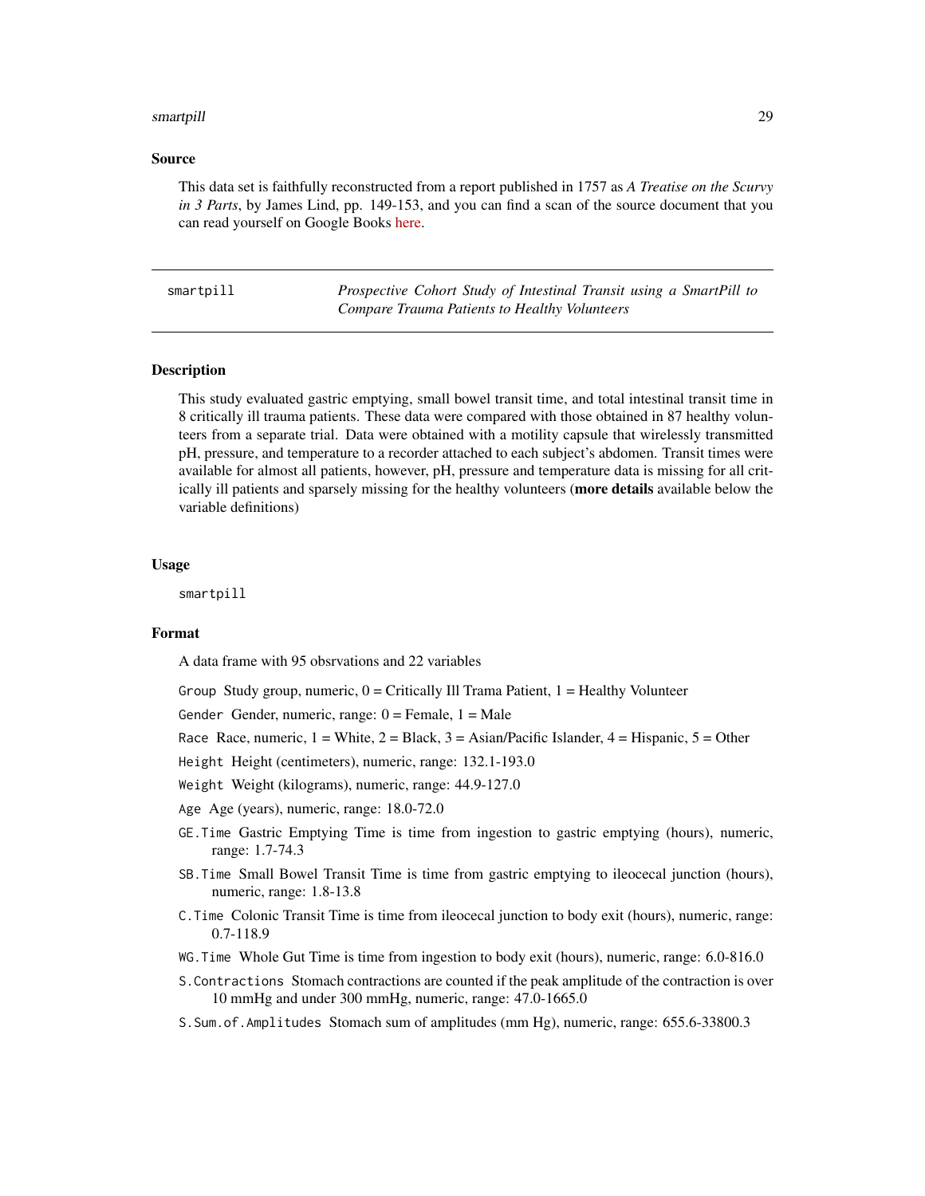### Source

This data set is faithfully reconstructed from a report published in 1757 as *A Treatise on the Scurvy in 3 Parts*, by James Lind, pp. 149-153, and you can find a scan of the source document that you can read yourself on Google Books here.

---

## smartpill — *Prospective Cohort Study of Intestinal Transit using a SmartPill to Compare Trauma Patients to Healthy Volunteers*

---

### Description

This study evaluated gastric emptying, small bowel transit time, and total intestinal transit time in 8 critically ill trauma patients. These data were compared with those obtained in 87 healthy volunteers from a separate trial. Data were obtained with a motility capsule that wirelessly transmitted pH, pressure, and temperature to a recorder attached to each subject's abdomen. Transit times were available for almost all patients, however, pH, pressure and temperature data is missing for all critically ill patients and sparsely missing for the healthy volunteers (**more details** available below the variable definitions)

### Usage

```
smartpill
```

### Format

A data frame with 95 obsrvations and 22 variables

- `Group` Study group, numeric, 0 = Critically Ill Trama Patient, 1 = Healthy Volunteer
- `Gender` Gender, numeric, range: 0 = Female, 1 = Male
- `Race` Race, numeric, 1 = White, 2 = Black, 3 = Asian/Pacific Islander, 4 = Hispanic, 5 = Other
- `Height` Height (centimeters), numeric, range: 132.1-193.0
- `Weight` Weight (kilograms), numeric, range: 44.9-127.0
- `Age` Age (years), numeric, range: 18.0-72.0
- `GE.Time` Gastric Emptying Time is time from ingestion to gastric emptying (hours), numeric, range: 1.7-74.3
- `SB.Time` Small Bowel Transit Time is time from gastric emptying to ileocecal junction (hours), numeric, range: 1.8-13.8
- `C.Time` Colonic Transit Time is time from ileocecal junction to body exit (hours), numeric, range: 0.7-118.9
- `WG.Time` Whole Gut Time is time from ingestion to body exit (hours), numeric, range: 6.0-816.0
- `S.Contractions` Stomach contractions are counted if the peak amplitude of the contraction is over 10 mmHg and under 300 mmHg, numeric, range: 47.0-1665.0
- `S.Sum.of.Amplitudes` Stomach sum of amplitudes (mm Hg), numeric, range: 655.6-33800.3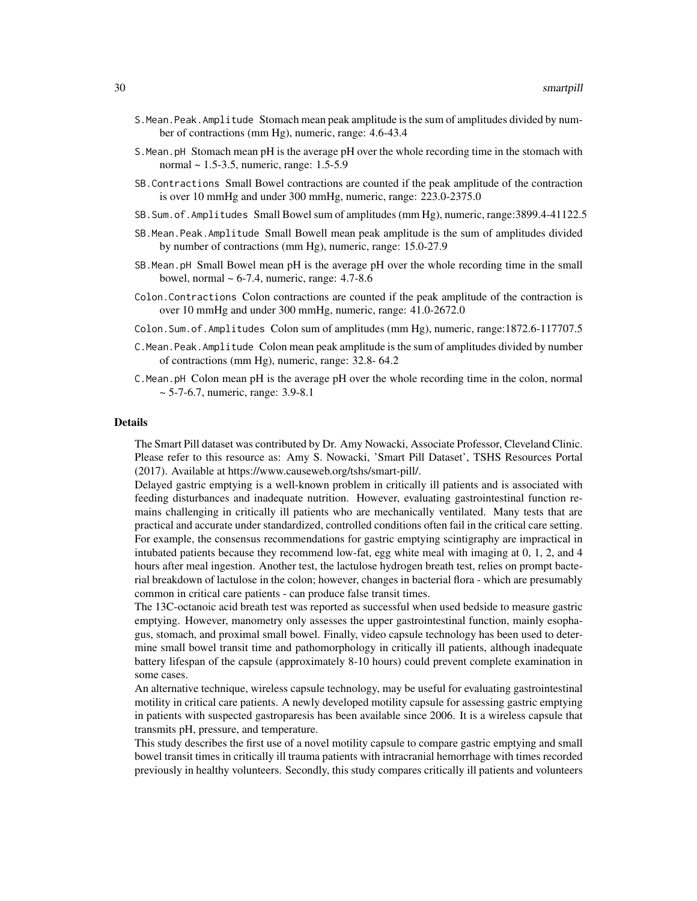S.Mean.Peak.Amplitude Stomach mean peak amplitude is the sum of amplitudes divided by number of contractions (mm Hg), numeric, range: 4.6-43.4

S.Mean.pH Stomach mean pH is the average pH over the whole recording time in the stomach with normal ~ 1.5-3.5, numeric, range: 1.5-5.9

SB.Contractions Small Bowel contractions are counted if the peak amplitude of the contraction is over 10 mmHg and under 300 mmHg, numeric, range: 223.0-2375.0

SB.Sum.of.Amplitudes Small Bowel sum of amplitudes (mm Hg), numeric, range:3899.4-41122.5

SB.Mean.Peak.Amplitude Small Bowell mean peak amplitude is the sum of amplitudes divided by number of contractions (mm Hg), numeric, range: 15.0-27.9

SB.Mean.pH Small Bowel mean pH is the average pH over the whole recording time in the small bowel, normal ~ 6-7.4, numeric, range: 4.7-8.6

Colon.Contractions Colon contractions are counted if the peak amplitude of the contraction is over 10 mmHg and under 300 mmHg, numeric, range: 41.0-2672.0

Colon.Sum.of.Amplitudes Colon sum of amplitudes (mm Hg), numeric, range:1872.6-117707.5

C.Mean.Peak.Amplitude Colon mean peak amplitude is the sum of amplitudes divided by number of contractions (mm Hg), numeric, range: 32.8- 64.2

C.Mean.pH Colon mean pH is the average pH over the whole recording time in the colon, normal ~ 5-7-6.7, numeric, range: 3.9-8.1

### Details

The Smart Pill dataset was contributed by Dr. Amy Nowacki, Associate Professor, Cleveland Clinic. Please refer to this resource as: Amy S. Nowacki, 'Smart Pill Dataset', TSHS Resources Portal (2017). Available at https://www.causeweb.org/tshs/smart-pill/.

Delayed gastric emptying is a well-known problem in critically ill patients and is associated with feeding disturbances and inadequate nutrition. However, evaluating gastrointestinal function remains challenging in critically ill patients who are mechanically ventilated. Many tests that are practical and accurate under standardized, controlled conditions often fail in the critical care setting. For example, the consensus recommendations for gastric emptying scintigraphy are impractical in intubated patients because they recommend low-fat, egg white meal with imaging at 0, 1, 2, and 4 hours after meal ingestion. Another test, the lactulose hydrogen breath test, relies on prompt bacterial breakdown of lactulose in the colon; however, changes in bacterial flora - which are presumably common in critical care patients - can produce false transit times.

The 13C-octanoic acid breath test was reported as successful when used bedside to measure gastric emptying. However, manometry only assesses the upper gastrointestinal function, mainly esophagus, stomach, and proximal small bowel. Finally, video capsule technology has been used to determine small bowel transit time and pathomorphology in critically ill patients, although inadequate battery lifespan of the capsule (approximately 8-10 hours) could prevent complete examination in some cases.

An alternative technique, wireless capsule technology, may be useful for evaluating gastrointestinal motility in critical care patients. A newly developed motility capsule for assessing gastric emptying in patients with suspected gastroparesis has been available since 2006. It is a wireless capsule that transmits pH, pressure, and temperature.

This study describes the first use of a novel motility capsule to compare gastric emptying and small bowel transit times in critically ill trauma patients with intracranial hemorrhage with times recorded previously in healthy volunteers. Secondly, this study compares critically ill patients and volunteers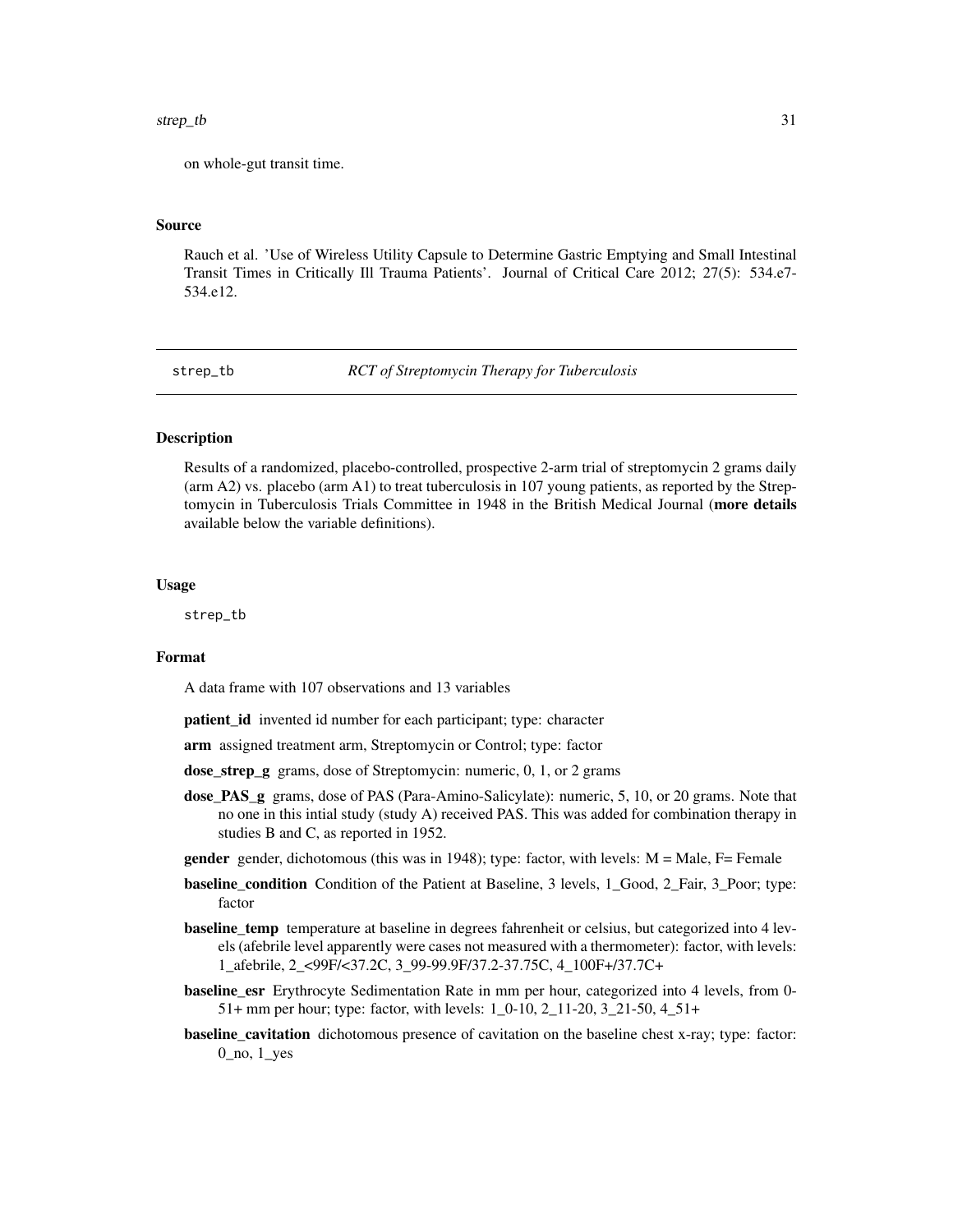on whole-gut transit time.

### Source

Rauch et al. 'Use of Wireless Utility Capsule to Determine Gastric Emptying and Small Intestinal Transit Times in Critically Ill Trauma Patients'. Journal of Critical Care 2012; 27(5): 534.e7-534.e12.

---

## strep_tb *RCT of Streptomycin Therapy for Tuberculosis*

---

### Description

Results of a randomized, placebo-controlled, prospective 2-arm trial of streptomycin 2 grams daily (arm A2) vs. placebo (arm A1) to treat tuberculosis in 107 young patients, as reported by the Streptomycin in Tuberculosis Trials Committee in 1948 in the British Medical Journal (**more details** available below the variable definitions).

### Usage

```
strep_tb
```

### Format

A data frame with 107 observations and 13 variables

**patient_id** invented id number for each participant; type: character

**arm** assigned treatment arm, Streptomycin or Control; type: factor

**dose_strep_g** grams, dose of Streptomycin: numeric, 0, 1, or 2 grams

**dose_PAS_g** grams, dose of PAS (Para-Amino-Salicylate): numeric, 5, 10, or 20 grams. Note that no one in this intial study (study A) received PAS. This was added for combination therapy in studies B and C, as reported in 1952.

**gender** gender, dichotomous (this was in 1948); type: factor, with levels: M = Male, F= Female

**baseline_condition** Condition of the Patient at Baseline, 3 levels, 1_Good, 2_Fair, 3_Poor; type: factor

**baseline_temp** temperature at baseline in degrees fahrenheit or celsius, but categorized into 4 levels (afebrile level apparently were cases not measured with a thermometer): factor, with levels: 1_afebrile, 2_<99F/<37.2C, 3_99-99.9F/37.2-37.75C, 4_100F+/37.7C+

**baseline_esr** Erythrocyte Sedimentation Rate in mm per hour, categorized into 4 levels, from 0-51+ mm per hour; type: factor, with levels: 1_0-10, 2_11-20, 3_21-50, 4_51+

**baseline_cavitation** dichotomous presence of cavitation on the baseline chest x-ray; type: factor: 0_no, 1_yes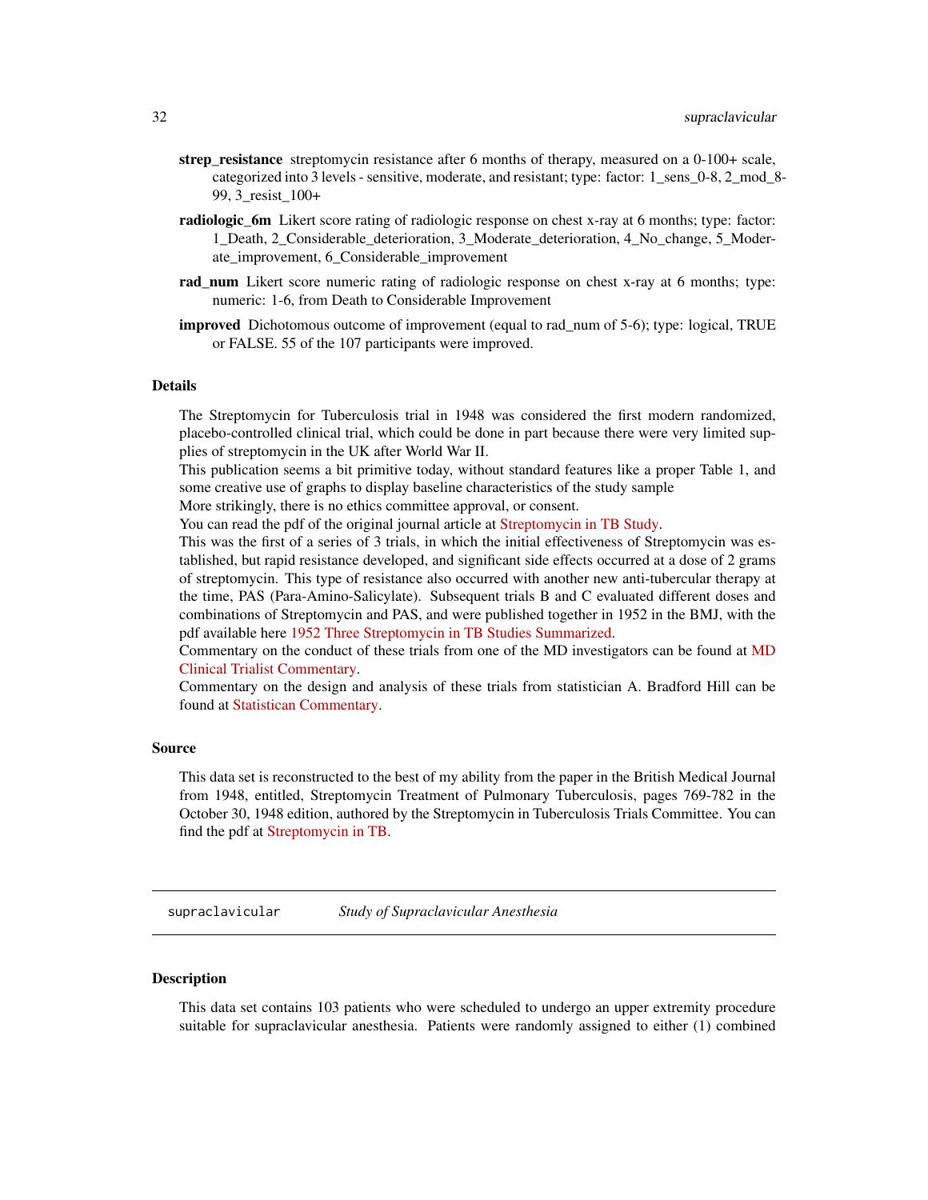**strep_resistance** streptomycin resistance after 6 months of therapy, measured on a 0-100+ scale, categorized into 3 levels - sensitive, moderate, and resistant; type: factor: 1_sens_0-8, 2_mod_8-99, 3_resist_100+

**radiologic_6m** Likert score rating of radiologic response on chest x-ray at 6 months; type: factor: 1_Death, 2_Considerable_deterioration, 3_Moderate_deterioration, 4_No_change, 5_Moderate_improvement, 6_Considerable_improvement

**rad_num** Likert score numeric rating of radiologic response on chest x-ray at 6 months; type: numeric: 1-6, from Death to Considerable Improvement

**improved** Dichotomous outcome of improvement (equal to rad_num of 5-6); type: logical, TRUE or FALSE. 55 of the 107 participants were improved.

## Details

The Streptomycin for Tuberculosis trial in 1948 was considered the first modern randomized, placebo-controlled clinical trial, which could be done in part because there were very limited supplies of streptomycin in the UK after World War II.
This publication seems a bit primitive today, without standard features like a proper Table 1, and some creative use of graphs to display baseline characteristics of the study sample
More strikingly, there is no ethics committee approval, or consent.
You can read the pdf of the original journal article at Streptomycin in TB Study.
This was the first of a series of 3 trials, in which the initial effectiveness of Streptomycin was established, but rapid resistance developed, and significant side effects occurred at a dose of 2 grams of streptomycin. This type of resistance also occurred with another new anti-tubercular therapy at the time, PAS (Para-Amino-Salicylate). Subsequent trials B and C evaluated different doses and combinations of Streptomycin and PAS, and were published together in 1952 in the BMJ, with the pdf available here 1952 Three Streptomycin in TB Studies Summarized.
Commentary on the conduct of these trials from one of the MD investigators can be found at MD Clinical Trialist Commentary.
Commentary on the design and analysis of these trials from statistician A. Bradford Hill can be found at Statistican Commentary.

## Source

This data set is reconstructed to the best of my ability from the paper in the British Medical Journal from 1948, entitled, Streptomycin Treatment of Pulmonary Tuberculosis, pages 769-782 in the October 30, 1948 edition, authored by the Streptomycin in Tuberculosis Trials Committee. You can find the pdf at Streptomycin in TB.

---

`supraclavicular` *Study of Supraclavicular Anesthesia*

---

## Description

This data set contains 103 patients who were scheduled to undergo an upper extremity procedure suitable for supraclavicular anesthesia. Patients were randomly assigned to either (1) combined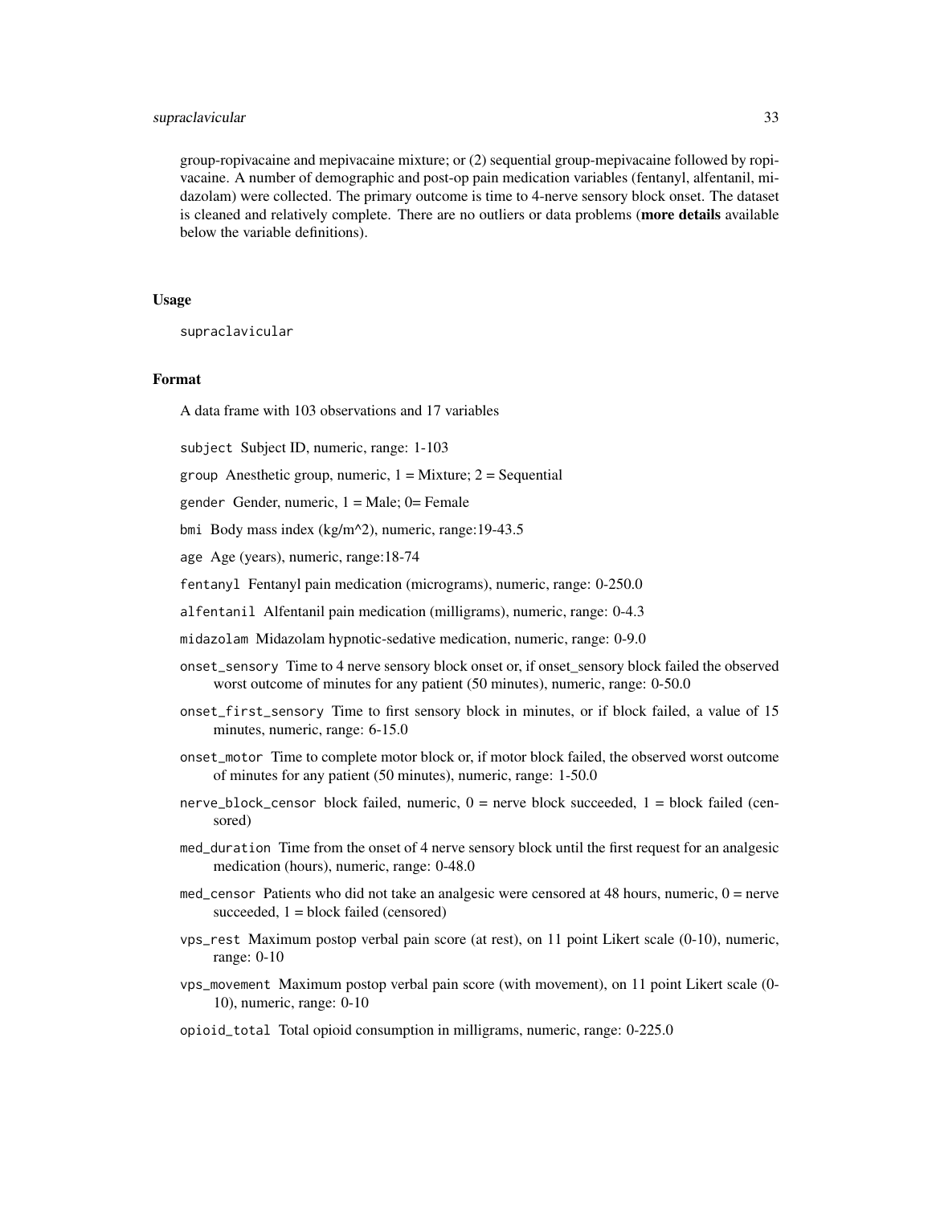group-ropivacaine and mepivacaine mixture; or (2) sequential group-mepivacaine followed by ropivacaine. A number of demographic and post-op pain medication variables (fentanyl, alfentanil, midazolam) were collected. The primary outcome is time to 4-nerve sensory block onset. The dataset is cleaned and relatively complete. There are no outliers or data problems (**more details** available below the variable definitions).

## Usage

```
supraclavicular
```

## Format

A data frame with 103 observations and 17 variables

- `subject` Subject ID, numeric, range: 1-103
- `group` Anesthetic group, numeric, 1 = Mixture; 2 = Sequential
- `gender` Gender, numeric, 1 = Male; 0= Female
- `bmi` Body mass index (kg/m^2), numeric, range:19-43.5
- `age` Age (years), numeric, range:18-74
- `fentanyl` Fentanyl pain medication (micrograms), numeric, range: 0-250.0
- `alfentanil` Alfentanil pain medication (milligrams), numeric, range: 0-4.3
- `midazolam` Midazolam hypnotic-sedative medication, numeric, range: 0-9.0
- `onset_sensory` Time to 4 nerve sensory block onset or, if onset_sensory block failed the observed worst outcome of minutes for any patient (50 minutes), numeric, range: 0-50.0
- `onset_first_sensory` Time to first sensory block in minutes, or if block failed, a value of 15 minutes, numeric, range: 6-15.0
- `onset_motor` Time to complete motor block or, if motor block failed, the observed worst outcome of minutes for any patient (50 minutes), numeric, range: 1-50.0
- `nerve_block_censor` block failed, numeric, 0 = nerve block succeeded, 1 = block failed (censored)
- `med_duration` Time from the onset of 4 nerve sensory block until the first request for an analgesic medication (hours), numeric, range: 0-48.0
- `med_censor` Patients who did not take an analgesic were censored at 48 hours, numeric, 0 = nerve succeeded, 1 = block failed (censored)
- `vps_rest` Maximum postop verbal pain score (at rest), on 11 point Likert scale (0-10), numeric, range: 0-10
- `vps_movement` Maximum postop verbal pain score (with movement), on 11 point Likert scale (0-10), numeric, range: 0-10
- `opioid_total` Total opioid consumption in milligrams, numeric, range: 0-225.0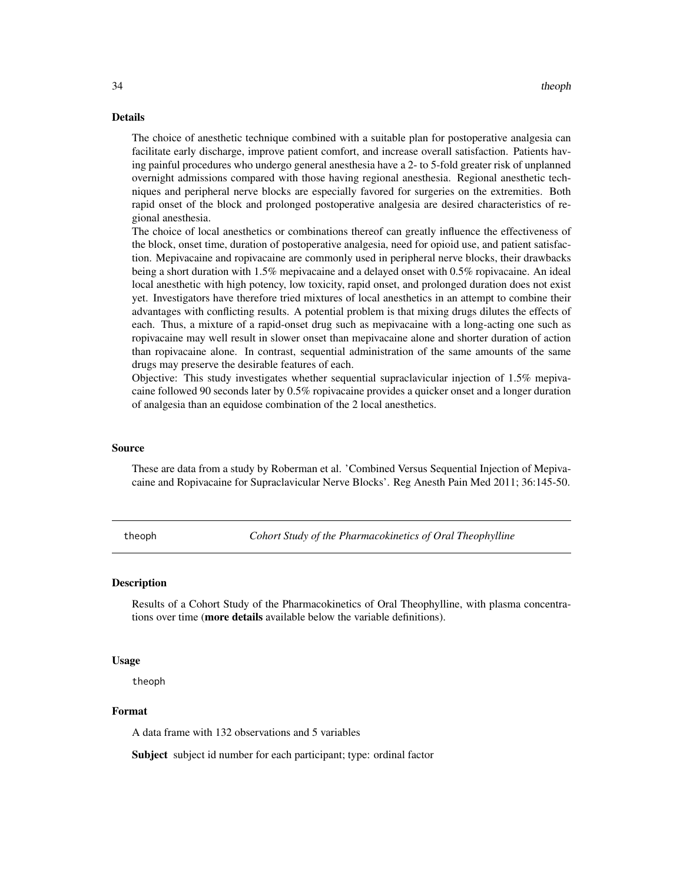## Details

The choice of anesthetic technique combined with a suitable plan for postoperative analgesia can facilitate early discharge, improve patient comfort, and increase overall satisfaction. Patients having painful procedures who undergo general anesthesia have a 2- to 5-fold greater risk of unplanned overnight admissions compared with those having regional anesthesia. Regional anesthetic techniques and peripheral nerve blocks are especially favored for surgeries on the extremities. Both rapid onset of the block and prolonged postoperative analgesia are desired characteristics of regional anesthesia.

The choice of local anesthetics or combinations thereof can greatly influence the effectiveness of the block, onset time, duration of postoperative analgesia, need for opioid use, and patient satisfaction. Mepivacaine and ropivacaine are commonly used in peripheral nerve blocks, their drawbacks being a short duration with 1.5% mepivacaine and a delayed onset with 0.5% ropivacaine. An ideal local anesthetic with high potency, low toxicity, rapid onset, and prolonged duration does not exist yet. Investigators have therefore tried mixtures of local anesthetics in an attempt to combine their advantages with conflicting results. A potential problem is that mixing drugs dilutes the effects of each. Thus, a mixture of a rapid-onset drug such as mepivacaine with a long-acting one such as ropivacaine may well result in slower onset than mepivacaine alone and shorter duration of action than ropivacaine alone. In contrast, sequential administration of the same amounts of the same drugs may preserve the desirable features of each.

Objective: This study investigates whether sequential supraclavicular injection of 1.5% mepivacaine followed 90 seconds later by 0.5% ropivacaine provides a quicker onset and a longer duration of analgesia than an equidose combination of the 2 local anesthetics.

## Source

These are data from a study by Roberman et al. 'Combined Versus Sequential Injection of Mepivacaine and Ropivacaine for Supraclavicular Nerve Blocks'. Reg Anesth Pain Med 2011; 36:145-50.

---

# theoph — *Cohort Study of the Pharmacokinetics of Oral Theophylline*

## Description

Results of a Cohort Study of the Pharmacokinetics of Oral Theophylline, with plasma concentrations over time (**more details** available below the variable definitions).

## Usage

```
theoph
```

## Format

A data frame with 132 observations and 5 variables

**Subject** subject id number for each participant; type: ordinal factor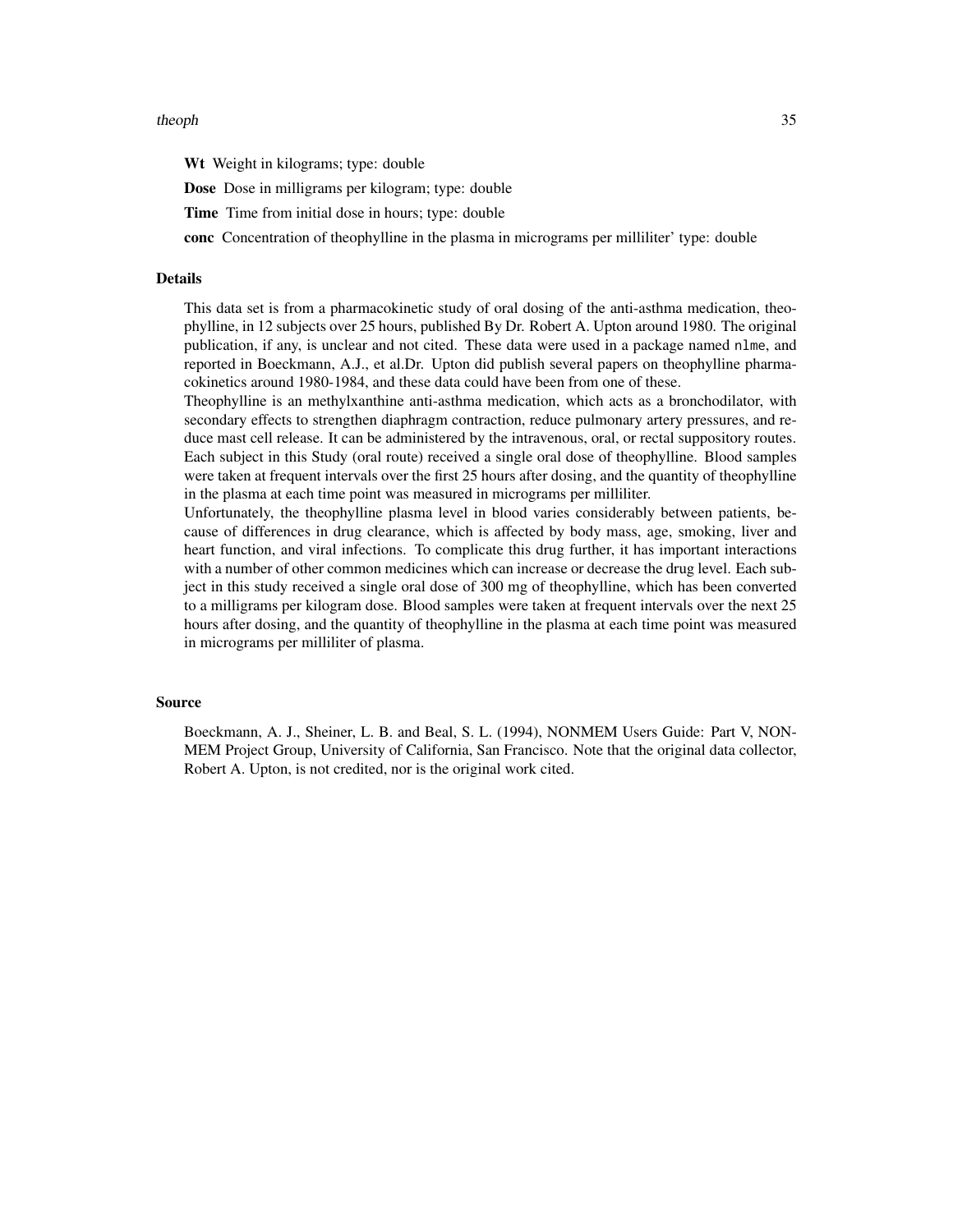**Wt** Weight in kilograms; type: double

**Dose** Dose in milligrams per kilogram; type: double

**Time** Time from initial dose in hours; type: double

**conc** Concentration of theophylline in the plasma in micrograms per milliliter' type: double

## Details

This data set is from a pharmacokinetic study of oral dosing of the anti-asthma medication, theophylline, in 12 subjects over 25 hours, published By Dr. Robert A. Upton around 1980. The original publication, if any, is unclear and not cited. These data were used in a package named `nlme`, and reported in Boeckmann, A.J., et al.Dr. Upton did publish several papers on theophylline pharmacokinetics around 1980-1984, and these data could have been from one of these.

Theophylline is an methylxanthine anti-asthma medication, which acts as a bronchodilator, with secondary effects to strengthen diaphragm contraction, reduce pulmonary artery pressures, and reduce mast cell release. It can be administered by the intravenous, oral, or rectal suppository routes. Each subject in this Study (oral route) received a single oral dose of theophylline. Blood samples were taken at frequent intervals over the first 25 hours after dosing, and the quantity of theophylline in the plasma at each time point was measured in micrograms per milliliter.

Unfortunately, the theophylline plasma level in blood varies considerably between patients, because of differences in drug clearance, which is affected by body mass, age, smoking, liver and heart function, and viral infections. To complicate this drug further, it has important interactions with a number of other common medicines which can increase or decrease the drug level. Each subject in this study received a single oral dose of 300 mg of theophylline, which has been converted to a milligrams per kilogram dose. Blood samples were taken at frequent intervals over the next 25 hours after dosing, and the quantity of theophylline in the plasma at each time point was measured in micrograms per milliliter of plasma.

## Source

Boeckmann, A. J., Sheiner, L. B. and Beal, S. L. (1994), NONMEM Users Guide: Part V, NONMEM Project Group, University of California, San Francisco. Note that the original data collector, Robert A. Upton, is not credited, nor is the original work cited.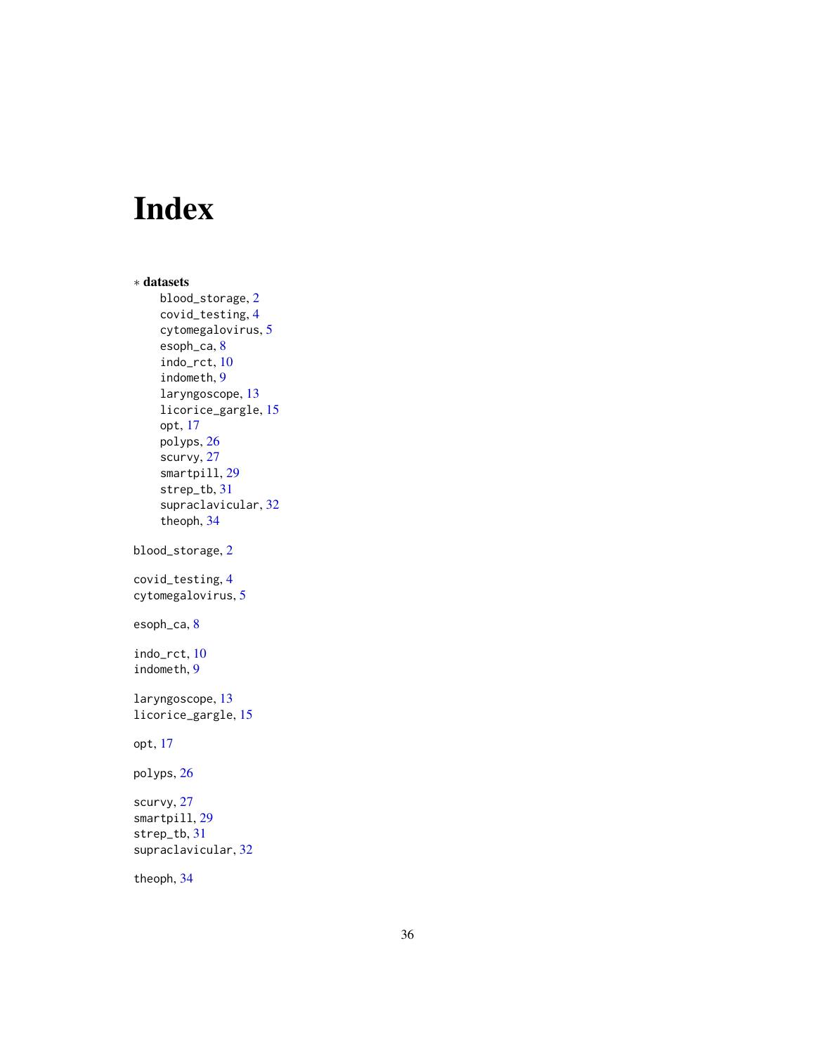# Index

∗ **datasets**

blood_storage, 2
covid_testing, 4
cytomegalovirus, 5
esoph_ca, 8
indo_rct, 10
indometh, 9
laryngoscope, 13
licorice_gargle, 15
opt, 17
polyps, 26
scurvy, 27
smartpill, 29
strep_tb, 31
supraclavicular, 32
theoph, 34

blood_storage, 2

covid_testing, 4
cytomegalovirus, 5

esoph_ca, 8

indo_rct, 10
indometh, 9

laryngoscope, 13
licorice_gargle, 15

opt, 17

polyps, 26

scurvy, 27
smartpill, 29
strep_tb, 31
supraclavicular, 32

theoph, 34